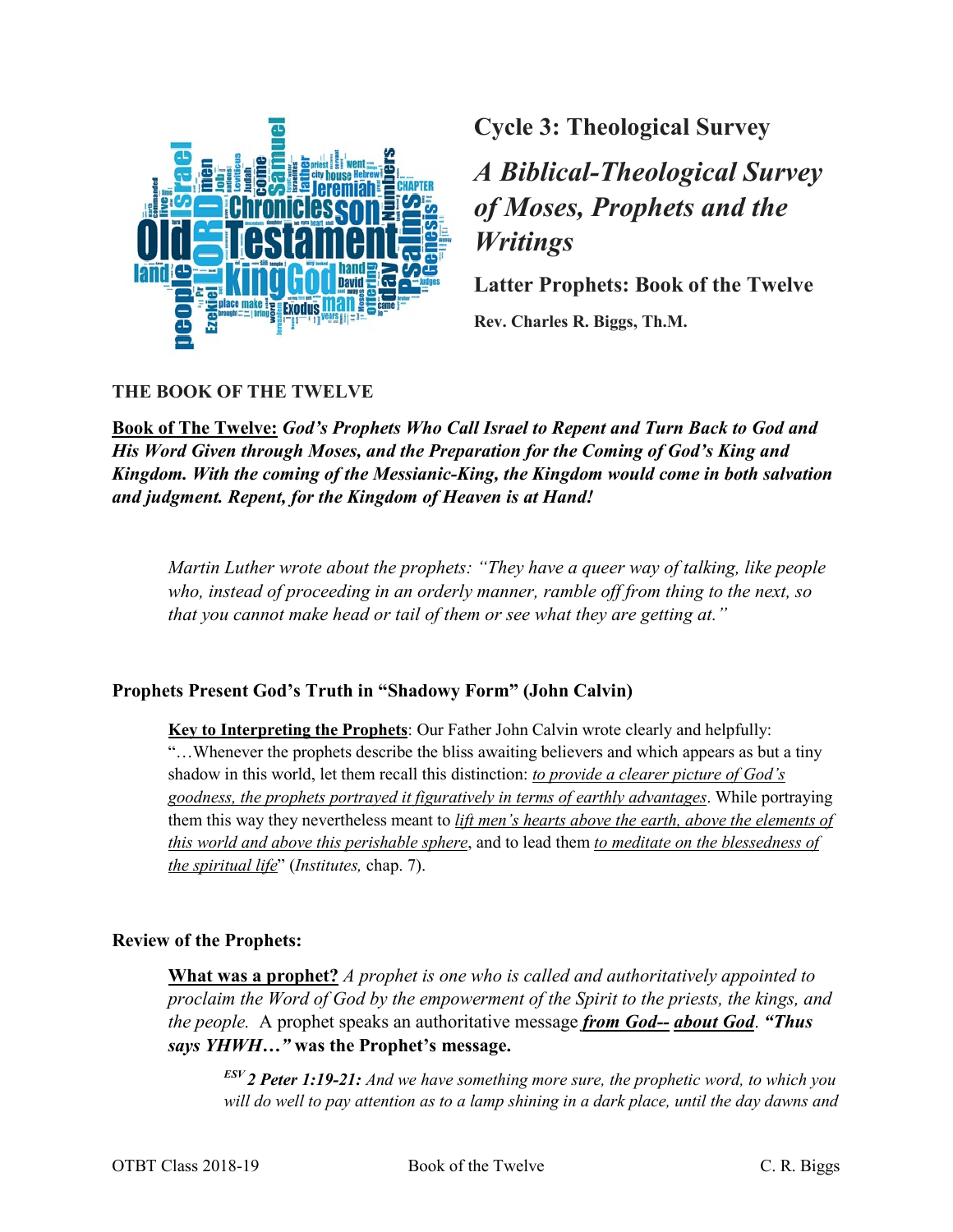# Cycle 3: Theological Survey

## *A Biblical-Theological Survey of Moses, Prophets and the Writings*

### Latter Prophets: Book of the Twelve

**Rev. Charles R. Biggs, Th.M.**

**THE BOOK OF THE TWELVE**

**Book of The Twelve:** ***God's Prophets Who Call Israel to Repent and Turn Back to God and His Word Given through Moses, and the Preparation for the Coming of God's King and Kingdom. With the coming of the Messianic-King, the Kingdom would come in both salvation and judgment. Repent, for the Kingdom of Heaven is at Hand!***

> *Martin Luther wrote about the prophets: "They have a queer way of talking, like people who, instead of proceeding in an orderly manner, ramble off from thing to the next, so that you cannot make head or tail of them or see what they are getting at."*

**Prophets Present God's Truth in "Shadowy Form" (John Calvin)**

> **Key to Interpreting the Prophets**: Our Father John Calvin wrote clearly and helpfully: "…Whenever the prophets describe the bliss awaiting believers and which appears as but a tiny shadow in this world, let them recall this distinction: *to provide a clearer picture of God's goodness, the prophets portrayed it figuratively in terms of earthly advantages*. While portraying them this way they nevertheless meant to *lift men's hearts above the earth, above the elements of this world and above this perishable sphere*, and to lead them *to meditate on the blessedness of the spiritual life*" (*Institutes,* chap. 7).

**Review of the Prophets:**

> **What was a prophet?** *A prophet is one who is called and authoritatively appointed to proclaim the Word of God by the empowerment of the Spirit to the priests, the kings, and the people.* A prophet speaks an authoritative message ***from God--*** ***about God***. ***"Thus says YHWH…"*** **was the Prophet's message.**
>
> > [ESV] ***2 Peter 1:19-21:*** *And we have something more sure, the prophetic word, to which you will do well to pay attention as to a lamp shining in a dark place, until the day dawns and*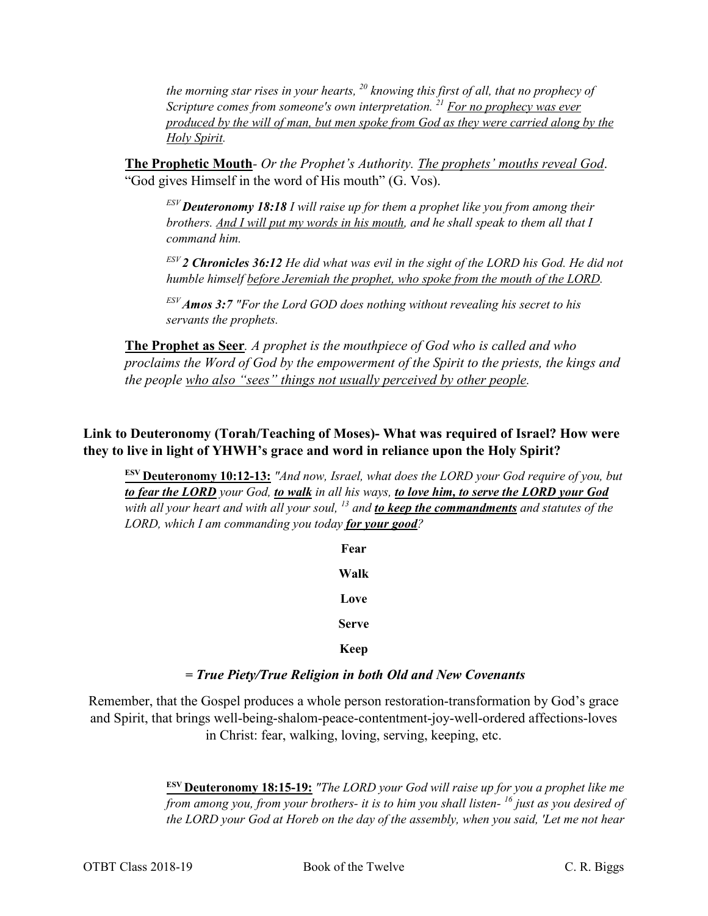*the morning star rises in your hearts, [20] knowing this first of all, that no prophecy of Scripture comes from someone's own interpretation. [21] <u>For no prophecy was ever produced by the will of man, but men spoke from God as they were carried along by the Holy Spirit</u>.*

**<u>The Prophetic Mouth</u>**- *Or the Prophet's Authority. <u>The prophets' mouths reveal God</u>.* "God gives Himself in the word of His mouth" (G. Vos).

> [ESV] ***Deuteronomy 18:18*** *I will raise up for them a prophet like you from among their brothers. <u>And I will put my words in his mouth</u>, and he shall speak to them all that I command him.*
>
> [ESV] ***2 Chronicles 36:12*** *He did what was evil in the sight of the LORD his God. He did not humble himself <u>before Jeremiah the prophet, who spoke from the mouth of the LORD</u>.*
>
> [ESV] ***Amos 3:7*** *"For the Lord GOD does nothing without revealing his secret to his servants the prophets.*

**<u>The Prophet as Seer</u>**. *A prophet is the mouthpiece of God who is called and who proclaims the Word of God by the empowerment of the Spirit to the priests, the kings and the people <u>who also "sees" things not usually perceived by other people</u>.*

**Link to Deuteronomy (Torah/Teaching of Moses)- What was required of Israel? How were they to live in light of YHWH's grace and word in reliance upon the Holy Spirit?**

> **[ESV] <u>Deuteronomy 10:12-13:</u>** *"And now, Israel, what does the LORD your God require of you, but **<u>to fear the LORD</u>** your God, **<u>to walk</u>** in all his ways, **<u>to love him, to serve the LORD your God</u>** with all your heart and with all your soul, [13] and **<u>to keep the commandments</u>** and statutes of the LORD, which I am commanding you today **<u>for your good</u>**?*

**Fear**

**Walk**

**Love**

**Serve**

**Keep**

***= True Piety/True Religion in both Old and New Covenants***

Remember, that the Gospel produces a whole person restoration-transformation by God's grace and Spirit, that brings well-being-shalom-peace-contentment-joy-well-ordered affections-loves in Christ: fear, walking, loving, serving, keeping, etc.

> **[ESV] <u>Deuteronomy 18:15-19:</u>** *"The LORD your God will raise up for you a prophet like me from among you, from your brothers- it is to him you shall listen- [16] just as you desired of the LORD your God at Horeb on the day of the assembly, when you said, 'Let me not hear*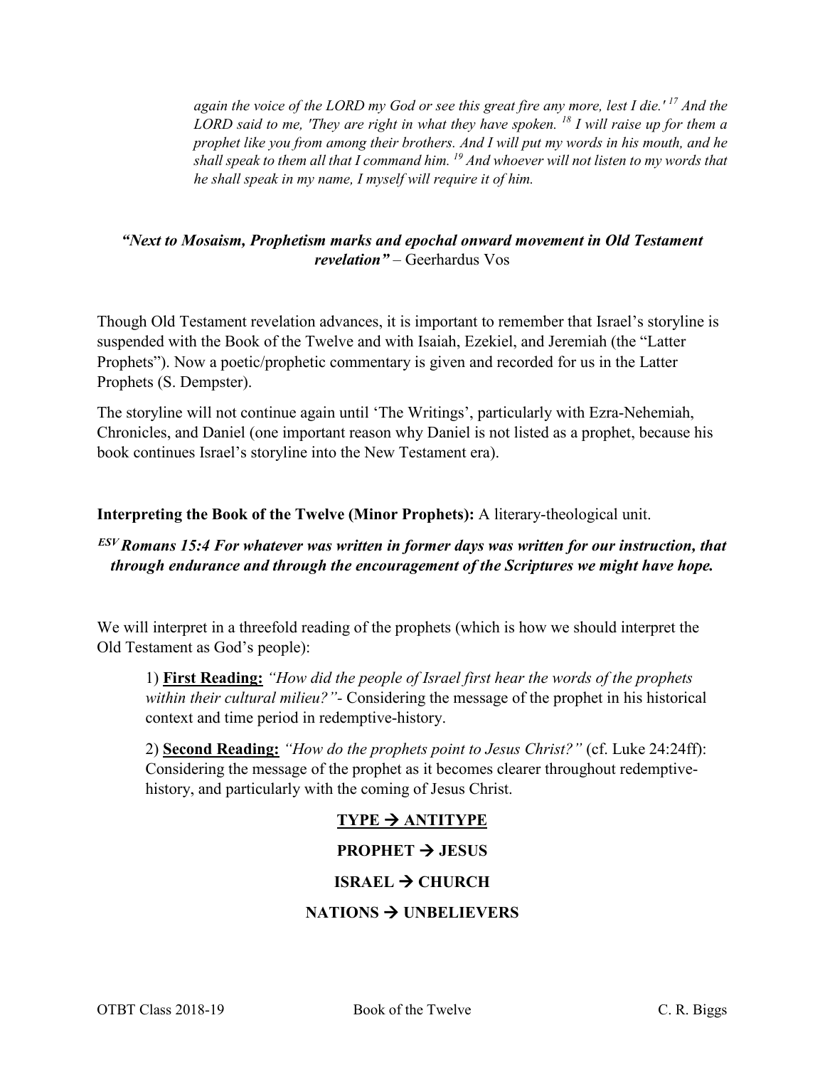*again the voice of the LORD my God or see this great fire any more, lest I die.' [17] And the LORD said to me, 'They are right in what they have spoken. [18] I will raise up for them a prophet like you from among their brothers. And I will put my words in his mouth, and he shall speak to them all that I command him. [19] And whoever will not listen to my words that he shall speak in my name, I myself will require it of him.*

***"Next to Mosaism, Prophetism marks and epochal onward movement in Old Testament revelation"*** – Geerhardus Vos

Though Old Testament revelation advances, it is important to remember that Israel's storyline is suspended with the Book of the Twelve and with Isaiah, Ezekiel, and Jeremiah (the "Latter Prophets"). Now a poetic/prophetic commentary is given and recorded for us in the Latter Prophets (S. Dempster).

The storyline will not continue again until 'The Writings', particularly with Ezra-Nehemiah, Chronicles, and Daniel (one important reason why Daniel is not listed as a prophet, because his book continues Israel's storyline into the New Testament era).

**Interpreting the Book of the Twelve (Minor Prophets):** A literary-theological unit.

***ESV Romans 15:4 For whatever was written in former days was written for our instruction, that through endurance and through the encouragement of the Scriptures we might have hope.***

We will interpret in a threefold reading of the prophets (which is how we should interpret the Old Testament as God's people):

1) **First Reading:** *"How did the people of Israel first hear the words of the prophets within their cultural milieu?"*- Considering the message of the prophet in his historical context and time period in redemptive-history.

2) **Second Reading:** *"How do the prophets point to Jesus Christ?"* (cf. Luke 24:24ff): Considering the message of the prophet as it becomes clearer throughout redemptive-history, and particularly with the coming of Jesus Christ.

**TYPE → ANTITYPE**

**PROPHET → JESUS**

**ISRAEL → CHURCH**

**NATIONS → UNBELIEVERS**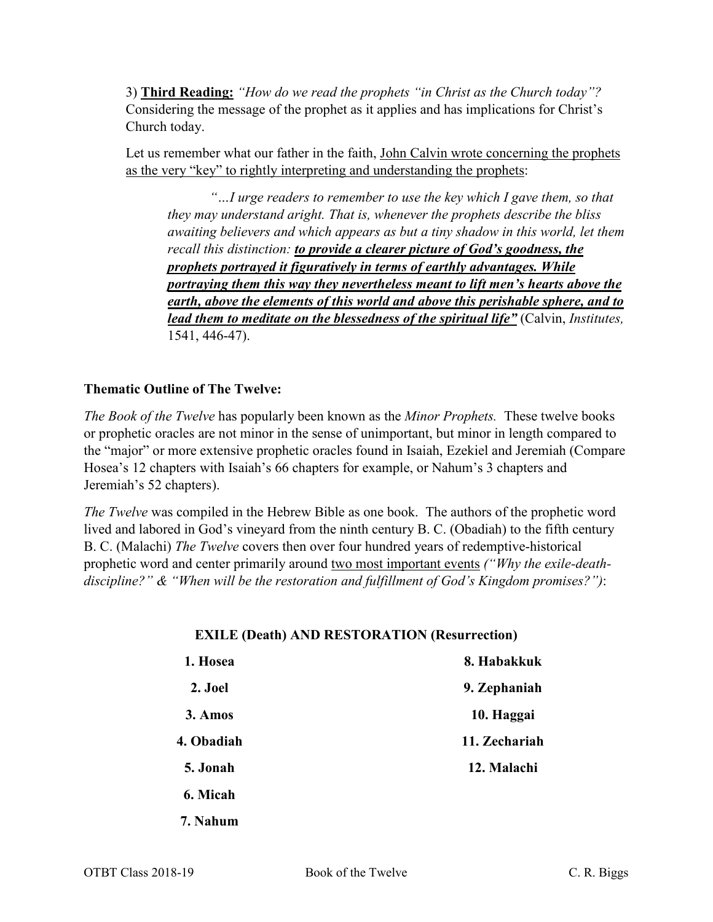3) **Third Reading:** *"How do we read the prophets "in Christ as the Church today"?* Considering the message of the prophet as it applies and has implications for Christ's Church today.

Let us remember what our father in the faith, John Calvin wrote concerning the prophets as the very "key" to rightly interpreting and understanding the prophets:

> *"…I urge readers to remember to use the key which I gave them, so that they may understand aright. That is, whenever the prophets describe the bliss awaiting believers and which appears as but a tiny shadow in this world, let them recall this distinction:* ***to provide a clearer picture of God's goodness, the prophets portrayed it figuratively in terms of earthly advantages. While portraying them this way they nevertheless meant to lift men's hearts above the earth, above the elements of this world and above this perishable sphere, and to lead them to meditate on the blessedness of the spiritual life"*** (Calvin, *Institutes,* 1541, 446-47).

**Thematic Outline of The Twelve:**

*The Book of the Twelve* has popularly been known as the *Minor Prophets.* These twelve books or prophetic oracles are not minor in the sense of unimportant, but minor in length compared to the "major" or more extensive prophetic oracles found in Isaiah, Ezekiel and Jeremiah (Compare Hosea's 12 chapters with Isaiah's 66 chapters for example, or Nahum's 3 chapters and Jeremiah's 52 chapters).

*The Twelve* was compiled in the Hebrew Bible as one book. The authors of the prophetic word lived and labored in God's vineyard from the ninth century B. C. (Obadiah) to the fifth century B. C. (Malachi) *The Twelve* covers then over four hundred years of redemptive-historical prophetic word and center primarily around two most important events *("Why the exile-death-discipline?" & "When will be the restoration and fulfillment of God's Kingdom promises?")*:

**EXILE (Death) AND RESTORATION (Resurrection)**

**1. Hosea**

**2. Joel**

**3. Amos**

**4. Obadiah**

**5. Jonah**

**6. Micah**

**7. Nahum**

**8. Habakkuk**

**9. Zephaniah**

**10. Haggai**

**11. Zechariah**

**12. Malachi**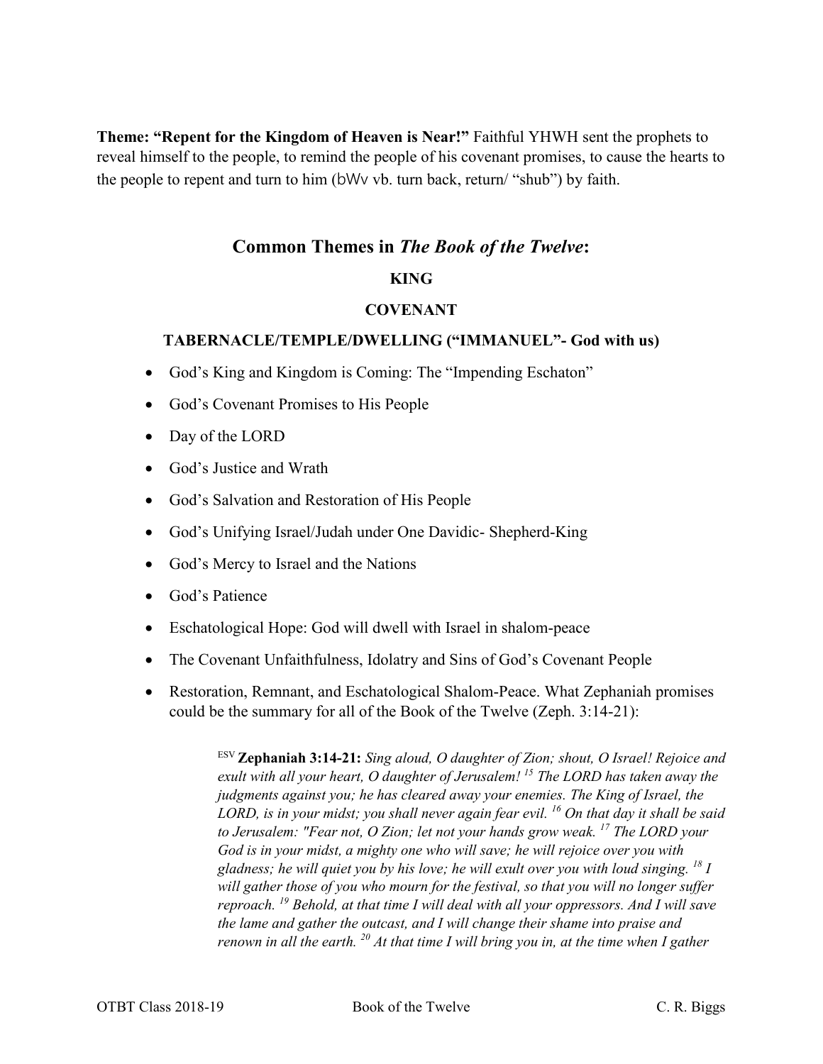**Theme: "Repent for the Kingdom of Heaven is Near!"** Faithful YHWH sent the prophets to reveal himself to the people, to remind the people of his covenant promises, to cause the hearts to the people to repent and turn to him (bWv vb. turn back, return/ "shub") by faith.

## Common Themes in *The Book of the Twelve*:

### KING

### COVENANT

### TABERNACLE/TEMPLE/DWELLING ("IMMANUEL"- God with us)

- God's King and Kingdom is Coming: The "Impending Eschaton"
- God's Covenant Promises to His People
- Day of the LORD
- God's Justice and Wrath
- God's Salvation and Restoration of His People
- God's Unifying Israel/Judah under One Davidic- Shepherd-King
- God's Mercy to Israel and the Nations
- God's Patience
- Eschatological Hope: God will dwell with Israel in shalom-peace
- The Covenant Unfaithfulness, Idolatry and Sins of God's Covenant People
- Restoration, Remnant, and Eschatological Shalom-Peace. What Zephaniah promises could be the summary for all of the Book of the Twelve (Zeph. 3:14-21):

> ESV **Zephaniah 3:14-21:** *Sing aloud, O daughter of Zion; shout, O Israel! Rejoice and exult with all your heart, O daughter of Jerusalem! [15] The LORD has taken away the judgments against you; he has cleared away your enemies. The King of Israel, the LORD, is in your midst; you shall never again fear evil. [16] On that day it shall be said to Jerusalem: "Fear not, O Zion; let not your hands grow weak. [17] The LORD your God is in your midst, a mighty one who will save; he will rejoice over you with gladness; he will quiet you by his love; he will exult over you with loud singing. [18] I will gather those of you who mourn for the festival, so that you will no longer suffer reproach. [19] Behold, at that time I will deal with all your oppressors. And I will save the lame and gather the outcast, and I will change their shame into praise and renown in all the earth. [20] At that time I will bring you in, at the time when I gather*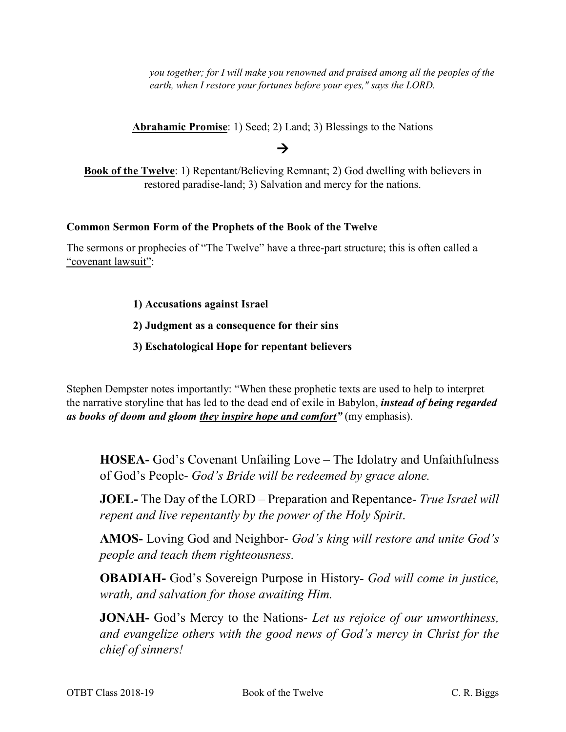> *you together; for I will make you renowned and praised among all the peoples of the earth, when I restore your fortunes before your eyes," says the LORD.*

**Abrahamic Promise**: 1) Seed; 2) Land; 3) Blessings to the Nations

→

**Book of the Twelve**: 1) Repentant/Believing Remnant; 2) God dwelling with believers in restored paradise-land; 3) Salvation and mercy for the nations.

**Common Sermon Form of the Prophets of the Book of the Twelve**

The sermons or prophecies of "The Twelve" have a three-part structure; this is often called a "covenant lawsuit":

**1) Accusations against Israel**

**2) Judgment as a consequence for their sins**

**3) Eschatological Hope for repentant believers**

Stephen Dempster notes importantly: "When these prophetic texts are used to help to interpret the narrative storyline that has led to the dead end of exile in Babylon, ***instead of being regarded as books of doom and gloom they inspire hope and comfort"*** (my emphasis).

**HOSEA-** God's Covenant Unfailing Love – The Idolatry and Unfaithfulness of God's People- *God's Bride will be redeemed by grace alone.*

**JOEL-** The Day of the LORD – Preparation and Repentance- *True Israel will repent and live repentantly by the power of the Holy Spirit*.

**AMOS-** Loving God and Neighbor- *God's king will restore and unite God's people and teach them righteousness.*

**OBADIAH-** God's Sovereign Purpose in History- *God will come in justice, wrath, and salvation for those awaiting Him.*

**JONAH-** God's Mercy to the Nations- *Let us rejoice of our unworthiness, and evangelize others with the good news of God's mercy in Christ for the chief of sinners!*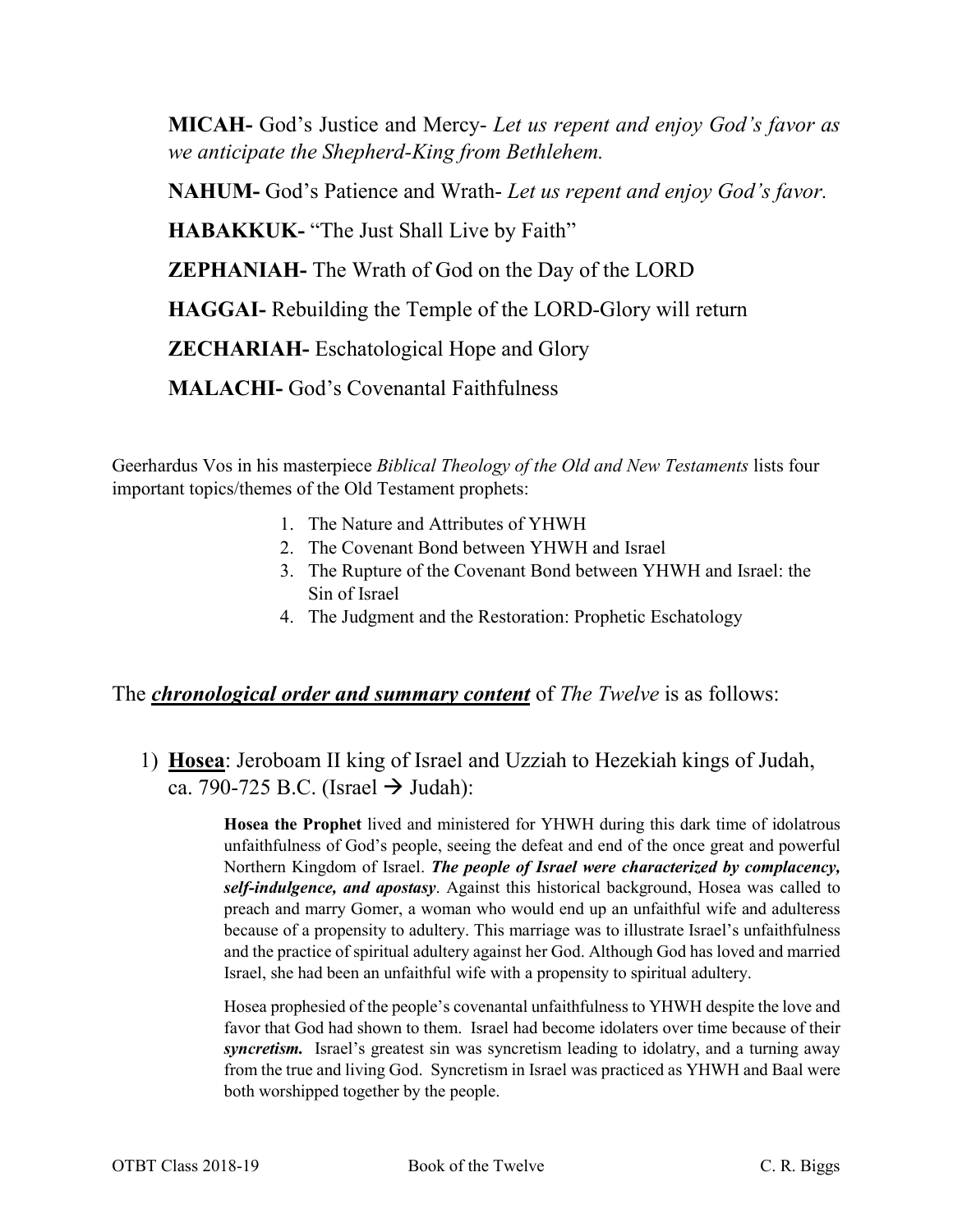**MICAH-** God's Justice and Mercy- *Let us repent and enjoy God's favor as we anticipate the Shepherd-King from Bethlehem.*

**NAHUM-** God's Patience and Wrath- *Let us repent and enjoy God's favor.*

**HABAKKUK-** "The Just Shall Live by Faith"

**ZEPHANIAH-** The Wrath of God on the Day of the LORD

**HAGGAI-** Rebuilding the Temple of the LORD-Glory will return

**ZECHARIAH-** Eschatological Hope and Glory

**MALACHI-** God's Covenantal Faithfulness

Geerhardus Vos in his masterpiece *Biblical Theology of the Old and New Testaments* lists four important topics/themes of the Old Testament prophets:

1. The Nature and Attributes of YHWH
2. The Covenant Bond between YHWH and Israel
3. The Rupture of the Covenant Bond between YHWH and Israel: the Sin of Israel
4. The Judgment and the Restoration: Prophetic Eschatology

The ***chronological order and summary content*** of *The Twelve* is as follows:

1) **Hosea**: Jeroboam II king of Israel and Uzziah to Hezekiah kings of Judah, ca. 790-725 B.C. (Israel → Judah):

> **Hosea the Prophet** lived and ministered for YHWH during this dark time of idolatrous unfaithfulness of God's people, seeing the defeat and end of the once great and powerful Northern Kingdom of Israel. ***The people of Israel were characterized by complacency, self-indulgence, and apostasy***. Against this historical background, Hosea was called to preach and marry Gomer, a woman who would end up an unfaithful wife and adulteress because of a propensity to adultery. This marriage was to illustrate Israel's unfaithfulness and the practice of spiritual adultery against her God. Although God has loved and married Israel, she had been an unfaithful wife with a propensity to spiritual adultery.
>
> Hosea prophesied of the people's covenantal unfaithfulness to YHWH despite the love and favor that God had shown to them. Israel had become idolaters over time because of their ***syncretism.*** Israel's greatest sin was syncretism leading to idolatry, and a turning away from the true and living God. Syncretism in Israel was practiced as YHWH and Baal were both worshipped together by the people.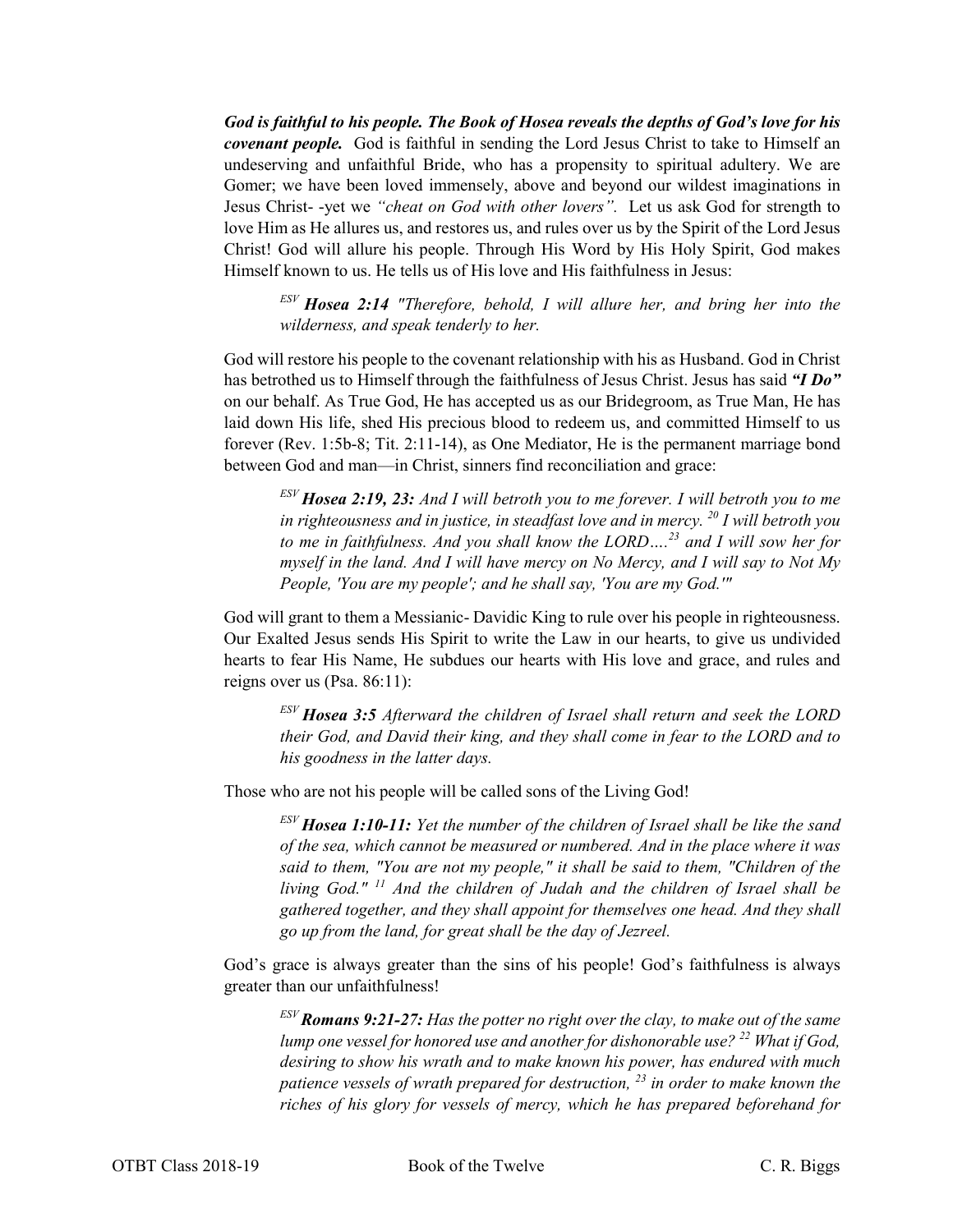***God is faithful to his people. The Book of Hosea reveals the depths of God's love for his covenant people.*** God is faithful in sending the Lord Jesus Christ to take to Himself an undeserving and unfaithful Bride, who has a propensity to spiritual adultery. We are Gomer; we have been loved immensely, above and beyond our wildest imaginations in Jesus Christ- -yet we *"cheat on God with other lovers".* Let us ask God for strength to love Him as He allures us, and restores us, and rules over us by the Spirit of the Lord Jesus Christ! God will allure his people. Through His Word by His Holy Spirit, God makes Himself known to us. He tells us of His love and His faithfulness in Jesus:

> *ESV* ***Hosea 2:14*** *"Therefore, behold, I will allure her, and bring her into the wilderness, and speak tenderly to her.*

God will restore his people to the covenant relationship with his as Husband. God in Christ has betrothed us to Himself through the faithfulness of Jesus Christ. Jesus has said ***"I Do"*** on our behalf. As True God, He has accepted us as our Bridegroom, as True Man, He has laid down His life, shed His precious blood to redeem us, and committed Himself to us forever (Rev. 1:5b-8; Tit. 2:11-14), as One Mediator, He is the permanent marriage bond between God and man—in Christ, sinners find reconciliation and grace:

> *ESV* ***Hosea 2:19, 23:*** *And I will betroth you to me forever. I will betroth you to me in righteousness and in justice, in steadfast love and in mercy. [20] I will betroth you to me in faithfulness. And you shall know the LORD…. [23] and I will sow her for myself in the land. And I will have mercy on No Mercy, and I will say to Not My People, 'You are my people'; and he shall say, 'You are my God.'"*

God will grant to them a Messianic- Davidic King to rule over his people in righteousness. Our Exalted Jesus sends His Spirit to write the Law in our hearts, to give us undivided hearts to fear His Name, He subdues our hearts with His love and grace, and rules and reigns over us (Psa. 86:11):

> *ESV* ***Hosea 3:5*** *Afterward the children of Israel shall return and seek the LORD their God, and David their king, and they shall come in fear to the LORD and to his goodness in the latter days.*

Those who are not his people will be called sons of the Living God!

> *ESV* ***Hosea 1:10-11:*** *Yet the number of the children of Israel shall be like the sand of the sea, which cannot be measured or numbered. And in the place where it was said to them, "You are not my people," it shall be said to them, "Children of the living God." [11] And the children of Judah and the children of Israel shall be gathered together, and they shall appoint for themselves one head. And they shall go up from the land, for great shall be the day of Jezreel.*

God's grace is always greater than the sins of his people! God's faithfulness is always greater than our unfaithfulness!

> *ESV* ***Romans 9:21-27:*** *Has the potter no right over the clay, to make out of the same lump one vessel for honored use and another for dishonorable use? [22] What if God, desiring to show his wrath and to make known his power, has endured with much patience vessels of wrath prepared for destruction, [23] in order to make known the riches of his glory for vessels of mercy, which he has prepared beforehand for*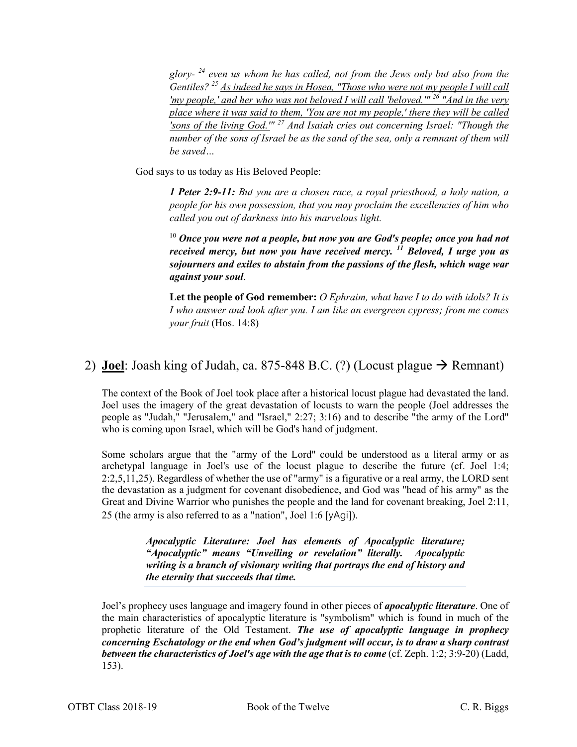> *glory- [24] even us whom he has called, not from the Jews only but also from the Gentiles? [25] As indeed he says in Hosea, "Those who were not my people I will call 'my people,' and her who was not beloved I will call 'beloved.'" [26] "And in the very place where it was said to them, 'You are not my people,' there they will be called 'sons of the living God.'" [27] And Isaiah cries out concerning Israel: "Though the number of the sons of Israel be as the sand of the sea, only a remnant of them will be saved…*

God says to us today as His Beloved People:

> ***1 Peter 2:9-11:*** *But you are a chosen race, a royal priesthood, a holy nation, a people for his own possession, that you may proclaim the excellencies of him who called you out of darkness into his marvelous light.*
>
> [10] ***Once you were not a people, but now you are God's people; once you had not received mercy, but now you have received mercy. [11] Beloved, I urge you as sojourners and exiles to abstain from the passions of the flesh, which wage war against your soul***.
>
> **Let the people of God remember:** *O Ephraim, what have I to do with idols? It is I who answer and look after you. I am like an evergreen cypress; from me comes your fruit* (Hos. 14:8)

## 2) **Joel**: Joash king of Judah, ca. 875-848 B.C. (?) (Locust plague → Remnant)

The context of the Book of Joel took place after a historical locust plague had devastated the land. Joel uses the imagery of the great devastation of locusts to warn the people (Joel addresses the people as "Judah," "Jerusalem," and "Israel," 2:27; 3:16) and to describe "the army of the Lord" who is coming upon Israel, which will be God's hand of judgment.

Some scholars argue that the "army of the Lord" could be understood as a literal army or as archetypal language in Joel's use of the locust plague to describe the future (cf. Joel 1:4; 2:2,5,11,25). Regardless of whether the use of "army" is a figurative or a real army, the LORD sent the devastation as a judgment for covenant disobedience, and God was "head of his army" as the Great and Divine Warrior who punishes the people and the land for covenant breaking, Joel 2:11, 25 (the army is also referred to as a "nation", Joel 1:6 [yAgi]).

> ***Apocalyptic Literature: Joel has elements of Apocalyptic literature; "Apocalyptic" means "Unveiling or revelation" literally. Apocalyptic writing is a branch of visionary writing that portrays the end of history and the eternity that succeeds that time.***

Joel's prophecy uses language and imagery found in other pieces of ***apocalyptic literature***. One of the main characteristics of apocalyptic literature is "symbolism" which is found in much of the prophetic literature of the Old Testament. ***The use of apocalyptic language in prophecy concerning Eschatology or the end when God's judgment will occur, is to draw a sharp contrast between the characteristics of Joel's age with the age that is to come*** (cf. Zeph. 1:2; 3:9-20) (Ladd, 153).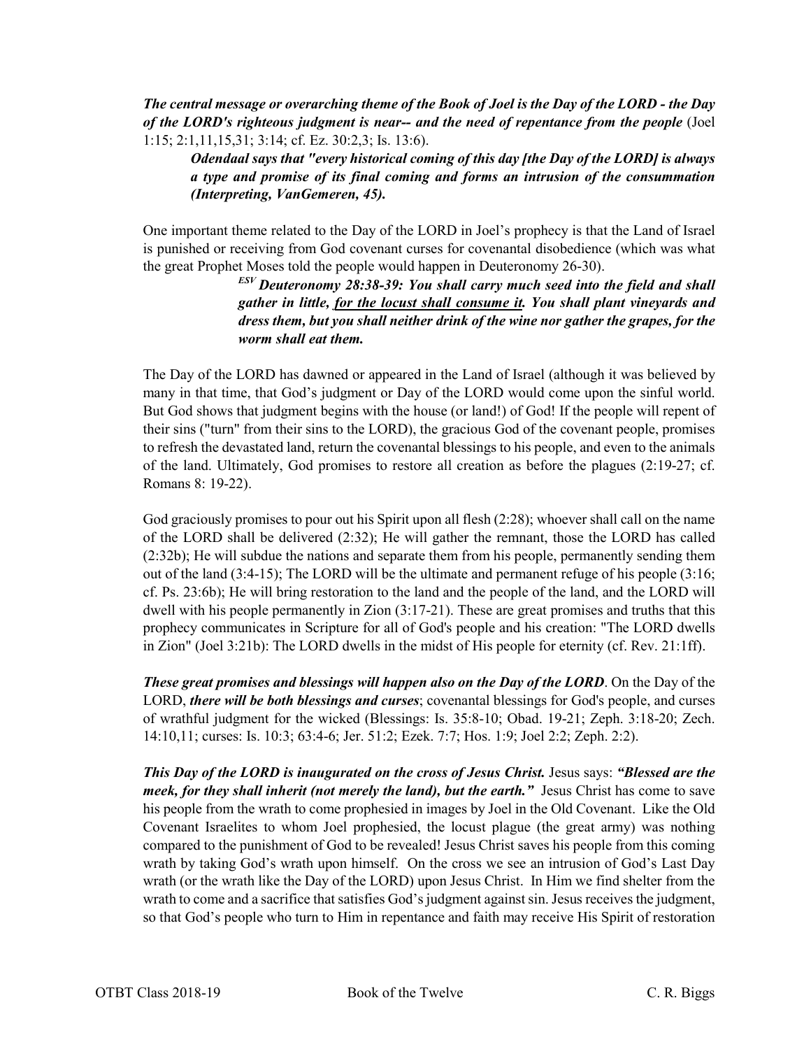***The central message or overarching theme of the Book of Joel is the Day of the LORD - the Day of the LORD's righteous judgment is near-- and the need of repentance from the people*** (Joel 1:15; 2:1,11,15,31; 3:14; cf. Ez. 30:2,3; Is. 13:6).

> ***Odendaal says that "every historical coming of this day [the Day of the LORD] is always a type and promise of its final coming and forms an intrusion of the consummation (Interpreting, VanGemeren, 45).***

One important theme related to the Day of the LORD in Joel's prophecy is that the Land of Israel is punished or receiving from God covenant curses for covenantal disobedience (which was what the great Prophet Moses told the people would happen in Deuteronomy 26-30).

> ***ESV Deuteronomy 28:38-39: You shall carry much seed into the field and shall gather in little, <u>for the locust shall consume it</u>. You shall plant vineyards and dress them, but you shall neither drink of the wine nor gather the grapes, for the worm shall eat them.***

The Day of the LORD has dawned or appeared in the Land of Israel (although it was believed by many in that time, that God's judgment or Day of the LORD would come upon the sinful world. But God shows that judgment begins with the house (or land!) of God! If the people will repent of their sins ("turn" from their sins to the LORD), the gracious God of the covenant people, promises to refresh the devastated land, return the covenantal blessings to his people, and even to the animals of the land. Ultimately, God promises to restore all creation as before the plagues (2:19-27; cf. Romans 8: 19-22).

God graciously promises to pour out his Spirit upon all flesh (2:28); whoever shall call on the name of the LORD shall be delivered (2:32); He will gather the remnant, those the LORD has called (2:32b); He will subdue the nations and separate them from his people, permanently sending them out of the land (3:4-15); The LORD will be the ultimate and permanent refuge of his people (3:16; cf. Ps. 23:6b); He will bring restoration to the land and the people of the land, and the LORD will dwell with his people permanently in Zion (3:17-21). These are great promises and truths that this prophecy communicates in Scripture for all of God's people and his creation: "The LORD dwells in Zion" (Joel 3:21b): The LORD dwells in the midst of His people for eternity (cf. Rev. 21:1ff).

***These great promises and blessings will happen also on the Day of the LORD***. On the Day of the LORD, ***there will be both blessings and curses***; covenantal blessings for God's people, and curses of wrathful judgment for the wicked (Blessings: Is. 35:8-10; Obad. 19-21; Zeph. 3:18-20; Zech. 14:10,11; curses: Is. 10:3; 63:4-6; Jer. 51:2; Ezek. 7:7; Hos. 1:9; Joel 2:2; Zeph. 2:2).

***This Day of the LORD is inaugurated on the cross of Jesus Christ.*** Jesus says: ***"Blessed are the meek, for they shall inherit (not merely the land), but the earth."*** Jesus Christ has come to save his people from the wrath to come prophesied in images by Joel in the Old Covenant. Like the Old Covenant Israelites to whom Joel prophesied, the locust plague (the great army) was nothing compared to the punishment of God to be revealed! Jesus Christ saves his people from this coming wrath by taking God's wrath upon himself. On the cross we see an intrusion of God's Last Day wrath (or the wrath like the Day of the LORD) upon Jesus Christ. In Him we find shelter from the wrath to come and a sacrifice that satisfies God's judgment against sin. Jesus receives the judgment, so that God's people who turn to Him in repentance and faith may receive His Spirit of restoration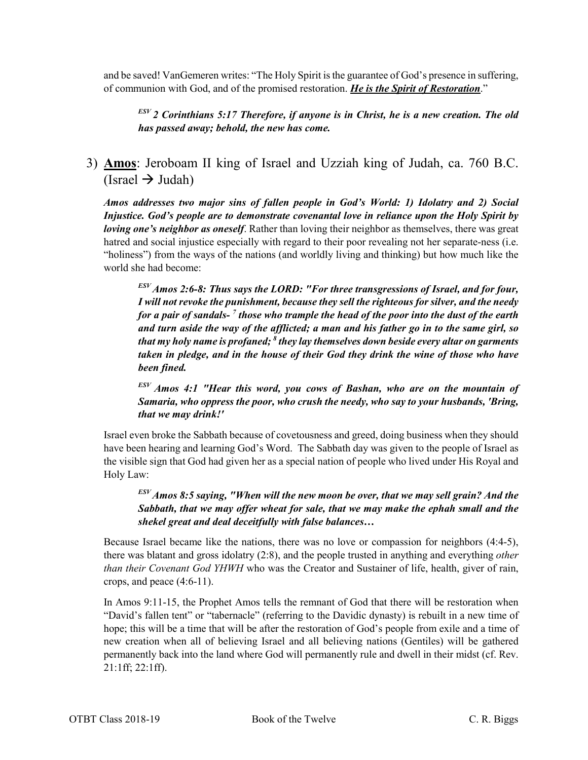and be saved! VanGemeren writes: "The Holy Spirit is the guarantee of God's presence in suffering, of communion with God, and of the promised restoration. ***He is the Spirit of Restoration***."

> ***ESV 2 Corinthians 5:17 Therefore, if anyone is in Christ, he is a new creation. The old has passed away; behold, the new has come.***

3) **Amos**: Jeroboam II king of Israel and Uzziah king of Judah, ca. 760 B.C. (Israel → Judah)

***Amos addresses two major sins of fallen people in God's World: 1) Idolatry and 2) Social Injustice. God's people are to demonstrate covenantal love in reliance upon the Holy Spirit by loving one's neighbor as oneself***. Rather than loving their neighbor as themselves, there was great hatred and social injustice especially with regard to their poor revealing not her separate-ness (i.e. "holiness") from the ways of the nations (and worldly living and thinking) but how much like the world she had become:

> ***ESV Amos 2:6-8: Thus says the LORD: "For three transgressions of Israel, and for four, I will not revoke the punishment, because they sell the righteous for silver, and the needy for a pair of sandals- 7 those who trample the head of the poor into the dust of the earth and turn aside the way of the afflicted; a man and his father go in to the same girl, so that my holy name is profaned; 8 they lay themselves down beside every altar on garments taken in pledge, and in the house of their God they drink the wine of those who have been fined.***
>
> ***ESV Amos 4:1 "Hear this word, you cows of Bashan, who are on the mountain of Samaria, who oppress the poor, who crush the needy, who say to your husbands, 'Bring, that we may drink!'***

Israel even broke the Sabbath because of covetousness and greed, doing business when they should have been hearing and learning God's Word. The Sabbath day was given to the people of Israel as the visible sign that God had given her as a special nation of people who lived under His Royal and Holy Law:

> ***ESV Amos 8:5 saying, "When will the new moon be over, that we may sell grain? And the Sabbath, that we may offer wheat for sale, that we may make the ephah small and the shekel great and deal deceitfully with false balances…***

Because Israel became like the nations, there was no love or compassion for neighbors (4:4-5), there was blatant and gross idolatry (2:8), and the people trusted in anything and everything *other than their Covenant God YHWH* who was the Creator and Sustainer of life, health, giver of rain, crops, and peace (4:6-11).

In Amos 9:11-15, the Prophet Amos tells the remnant of God that there will be restoration when "David's fallen tent" or "tabernacle" (referring to the Davidic dynasty) is rebuilt in a new time of hope; this will be a time that will be after the restoration of God's people from exile and a time of new creation when all of believing Israel and all believing nations (Gentiles) will be gathered permanently back into the land where God will permanently rule and dwell in their midst (cf. Rev. 21:1ff; 22:1ff).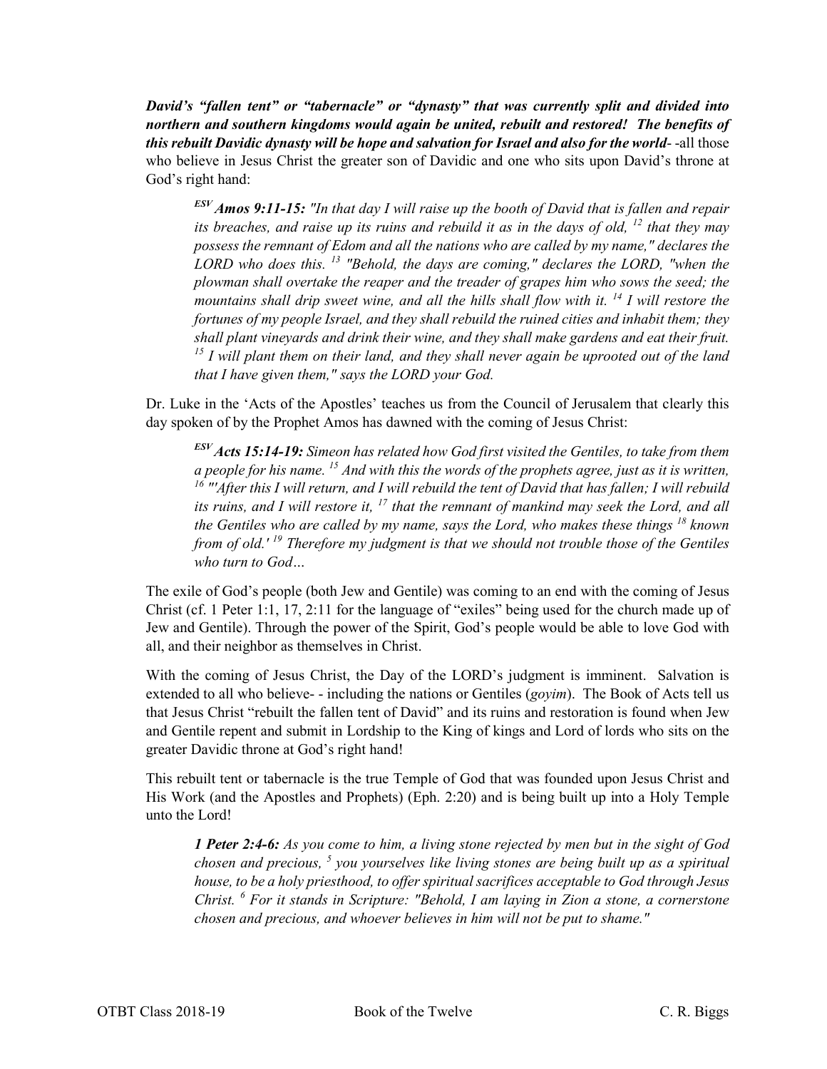***David's "fallen tent" or "tabernacle" or "dynasty" that was currently split and divided into northern and southern kingdoms would again be united, rebuilt and restored! The benefits of this rebuilt Davidic dynasty will be hope and salvation for Israel and also for the world-*** -all those who believe in Jesus Christ the greater son of Davidic and one who sits upon David's throne at God's right hand:

> ***ESV Amos 9:11-15:*** *"In that day I will raise up the booth of David that is fallen and repair its breaches, and raise up its ruins and rebuild it as in the days of old, [12] that they may possess the remnant of Edom and all the nations who are called by my name," declares the LORD who does this. [13] "Behold, the days are coming," declares the LORD, "when the plowman shall overtake the reaper and the treader of grapes him who sows the seed; the mountains shall drip sweet wine, and all the hills shall flow with it. [14] I will restore the fortunes of my people Israel, and they shall rebuild the ruined cities and inhabit them; they shall plant vineyards and drink their wine, and they shall make gardens and eat their fruit. [15] I will plant them on their land, and they shall never again be uprooted out of the land that I have given them," says the LORD your God.*

Dr. Luke in the 'Acts of the Apostles' teaches us from the Council of Jerusalem that clearly this day spoken of by the Prophet Amos has dawned with the coming of Jesus Christ:

> ***ESV Acts 15:14-19:*** *Simeon has related how God first visited the Gentiles, to take from them a people for his name. [15] And with this the words of the prophets agree, just as it is written, [16] "'After this I will return, and I will rebuild the tent of David that has fallen; I will rebuild its ruins, and I will restore it, [17] that the remnant of mankind may seek the Lord, and all the Gentiles who are called by my name, says the Lord, who makes these things [18] known from of old.' [19] Therefore my judgment is that we should not trouble those of the Gentiles who turn to God…*

The exile of God's people (both Jew and Gentile) was coming to an end with the coming of Jesus Christ (cf. 1 Peter 1:1, 17, 2:11 for the language of "exiles" being used for the church made up of Jew and Gentile). Through the power of the Spirit, God's people would be able to love God with all, and their neighbor as themselves in Christ.

With the coming of Jesus Christ, the Day of the LORD's judgment is imminent. Salvation is extended to all who believe- - including the nations or Gentiles (*goyim*). The Book of Acts tell us that Jesus Christ "rebuilt the fallen tent of David" and its ruins and restoration is found when Jew and Gentile repent and submit in Lordship to the King of kings and Lord of lords who sits on the greater Davidic throne at God's right hand!

This rebuilt tent or tabernacle is the true Temple of God that was founded upon Jesus Christ and His Work (and the Apostles and Prophets) (Eph. 2:20) and is being built up into a Holy Temple unto the Lord!

> ***1 Peter 2:4-6:*** *As you come to him, a living stone rejected by men but in the sight of God chosen and precious, [5] you yourselves like living stones are being built up as a spiritual house, to be a holy priesthood, to offer spiritual sacrifices acceptable to God through Jesus Christ. [6] For it stands in Scripture: "Behold, I am laying in Zion a stone, a cornerstone chosen and precious, and whoever believes in him will not be put to shame."*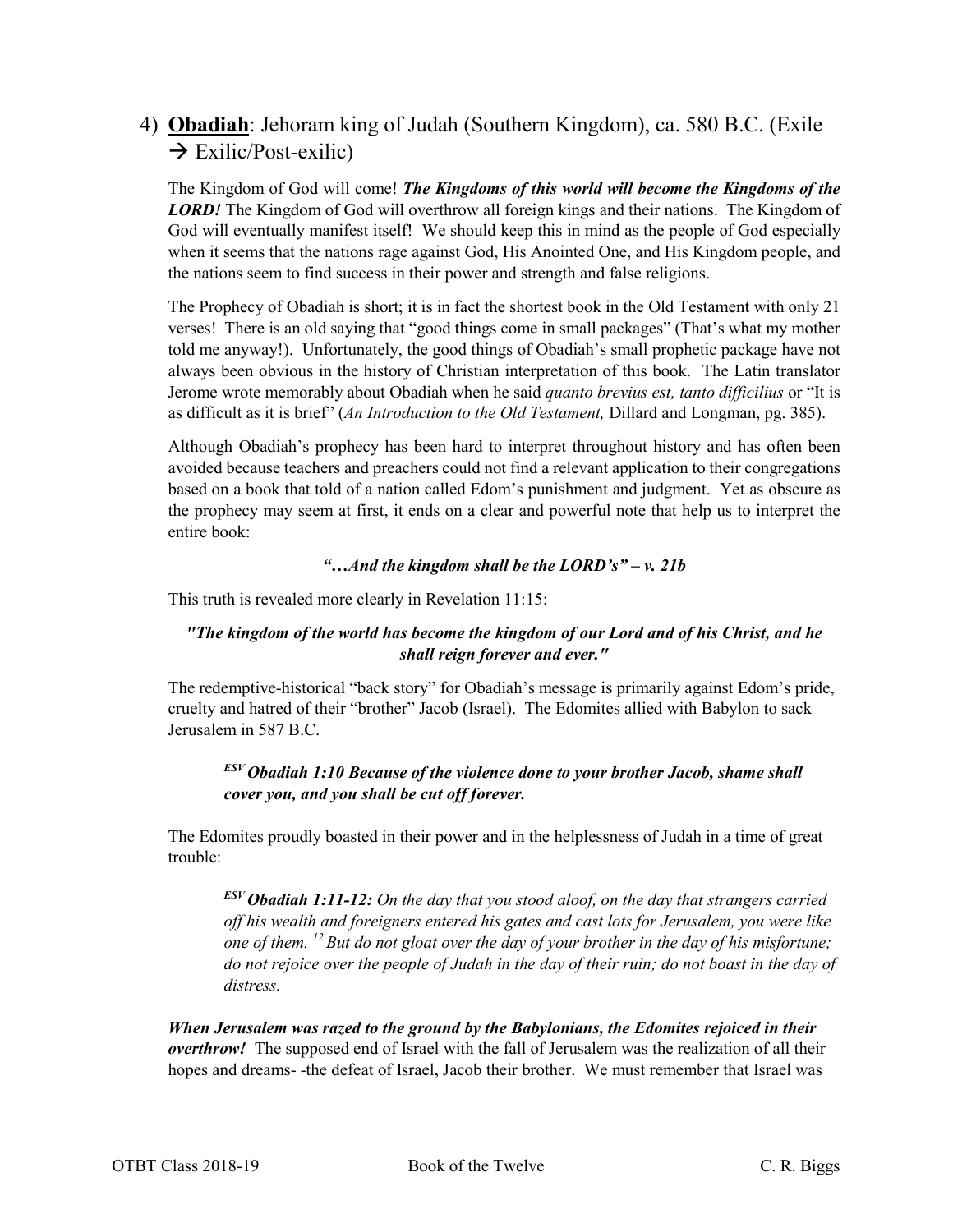## 4) **Obadiah**: Jehoram king of Judah (Southern Kingdom), ca. 580 B.C. (Exile → Exilic/Post-exilic)

The Kingdom of God will come! ***The Kingdoms of this world will become the Kingdoms of the LORD!*** The Kingdom of God will overthrow all foreign kings and their nations. The Kingdom of God will eventually manifest itself! We should keep this in mind as the people of God especially when it seems that the nations rage against God, His Anointed One, and His Kingdom people, and the nations seem to find success in their power and strength and false religions.

The Prophecy of Obadiah is short; it is in fact the shortest book in the Old Testament with only 21 verses! There is an old saying that "good things come in small packages" (That's what my mother told me anyway!). Unfortunately, the good things of Obadiah's small prophetic package have not always been obvious in the history of Christian interpretation of this book. The Latin translator Jerome wrote memorably about Obadiah when he said *quanto brevius est, tanto difficilius* or "It is as difficult as it is brief" (*An Introduction to the Old Testament,* Dillard and Longman, pg. 385).

Although Obadiah's prophecy has been hard to interpret throughout history and has often been avoided because teachers and preachers could not find a relevant application to their congregations based on a book that told of a nation called Edom's punishment and judgment. Yet as obscure as the prophecy may seem at first, it ends on a clear and powerful note that help us to interpret the entire book:

***"…And the kingdom shall be the LORD's" – v. 21b***

This truth is revealed more clearly in Revelation 11:15:

***"The kingdom of the world has become the kingdom of our Lord and of his Christ, and he shall reign forever and ever."***

The redemptive-historical "back story" for Obadiah's message is primarily against Edom's pride, cruelty and hatred of their "brother" Jacob (Israel). The Edomites allied with Babylon to sack Jerusalem in 587 B.C.

> ***ESV Obadiah 1:10 Because of the violence done to your brother Jacob, shame shall cover you, and you shall be cut off forever.***

The Edomites proudly boasted in their power and in the helplessness of Judah in a time of great trouble:

> ***ESV Obadiah 1:11-12:*** *On the day that you stood aloof, on the day that strangers carried off his wealth and foreigners entered his gates and cast lots for Jerusalem, you were like one of them. [12] But do not gloat over the day of your brother in the day of his misfortune; do not rejoice over the people of Judah in the day of their ruin; do not boast in the day of distress.*

***When Jerusalem was razed to the ground by the Babylonians, the Edomites rejoiced in their overthrow!*** The supposed end of Israel with the fall of Jerusalem was the realization of all their hopes and dreams- -the defeat of Israel, Jacob their brother. We must remember that Israel was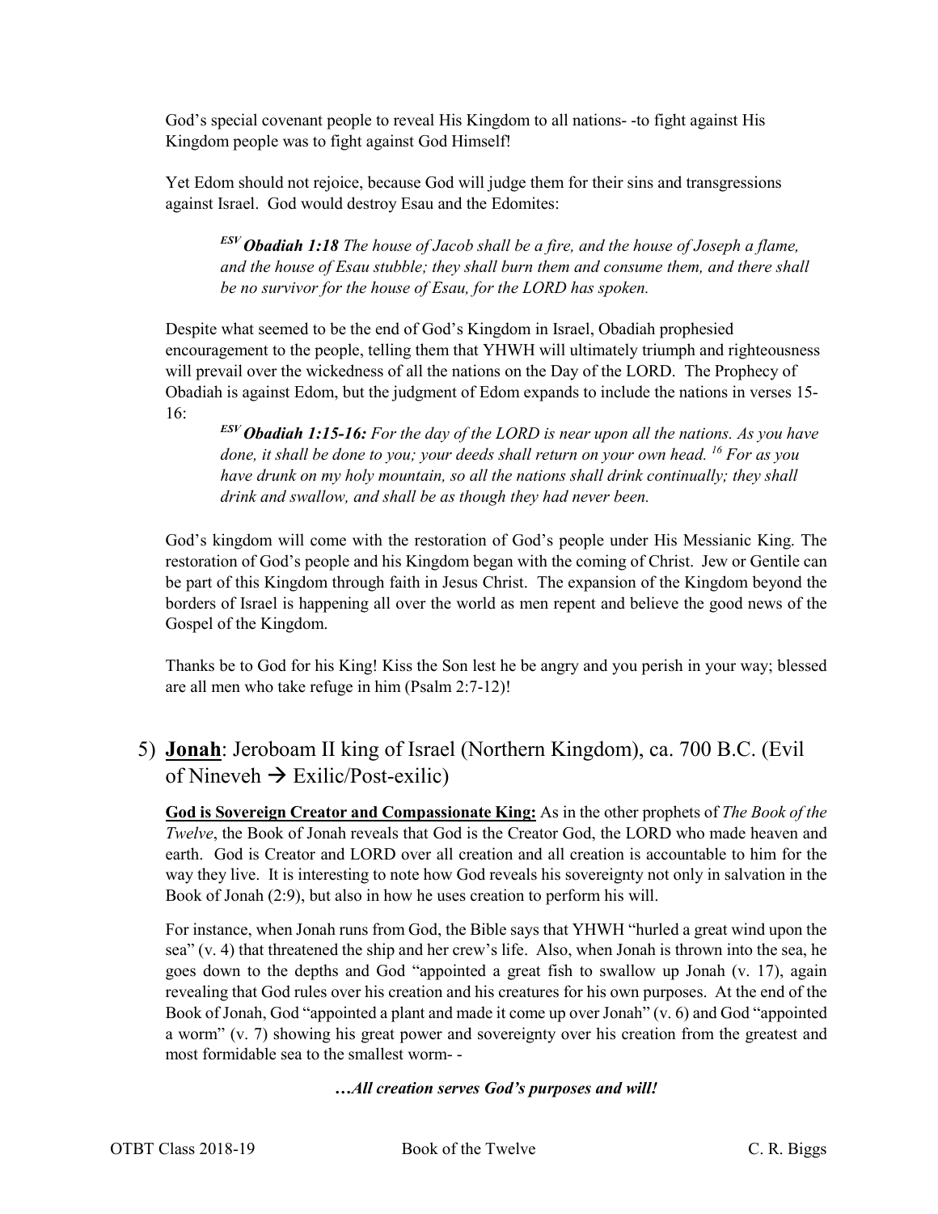God's special covenant people to reveal His Kingdom to all nations- -to fight against His Kingdom people was to fight against God Himself!

Yet Edom should not rejoice, because God will judge them for their sins and transgressions against Israel. God would destroy Esau and the Edomites:

> [ESV] ***Obadiah 1:18*** *The house of Jacob shall be a fire, and the house of Joseph a flame, and the house of Esau stubble; they shall burn them and consume them, and there shall be no survivor for the house of Esau, for the LORD has spoken.*

Despite what seemed to be the end of God's Kingdom in Israel, Obadiah prophesied encouragement to the people, telling them that YHWH will ultimately triumph and righteousness will prevail over the wickedness of all the nations on the Day of the LORD. The Prophecy of Obadiah is against Edom, but the judgment of Edom expands to include the nations in verses 15-16:

> [ESV] ***Obadiah 1:15-16:*** *For the day of the LORD is near upon all the nations. As you have done, it shall be done to you; your deeds shall return on your own head.* [16] *For as you have drunk on my holy mountain, so all the nations shall drink continually; they shall drink and swallow, and shall be as though they had never been.*

God's kingdom will come with the restoration of God's people under His Messianic King. The restoration of God's people and his Kingdom began with the coming of Christ. Jew or Gentile can be part of this Kingdom through faith in Jesus Christ. The expansion of the Kingdom beyond the borders of Israel is happening all over the world as men repent and believe the good news of the Gospel of the Kingdom.

Thanks be to God for his King! Kiss the Son lest he be angry and you perish in your way; blessed are all men who take refuge in him (Psalm 2:7-12)!

## 5) **Jonah**: Jeroboam II king of Israel (Northern Kingdom), ca. 700 B.C. (Evil of Nineveh → Exilic/Post-exilic)

**God is Sovereign Creator and Compassionate King:** As in the other prophets of *The Book of the Twelve*, the Book of Jonah reveals that God is the Creator God, the LORD who made heaven and earth. God is Creator and LORD over all creation and all creation is accountable to him for the way they live. It is interesting to note how God reveals his sovereignty not only in salvation in the Book of Jonah (2:9), but also in how he uses creation to perform his will.

For instance, when Jonah runs from God, the Bible says that YHWH "hurled a great wind upon the sea" (v. 4) that threatened the ship and her crew's life. Also, when Jonah is thrown into the sea, he goes down to the depths and God "appointed a great fish to swallow up Jonah (v. 17), again revealing that God rules over his creation and his creatures for his own purposes. At the end of the Book of Jonah, God "appointed a plant and made it come up over Jonah" (v. 6) and God "appointed a worm" (v. 7) showing his great power and sovereignty over his creation from the greatest and most formidable sea to the smallest worm- -

***…All creation serves God's purposes and will!***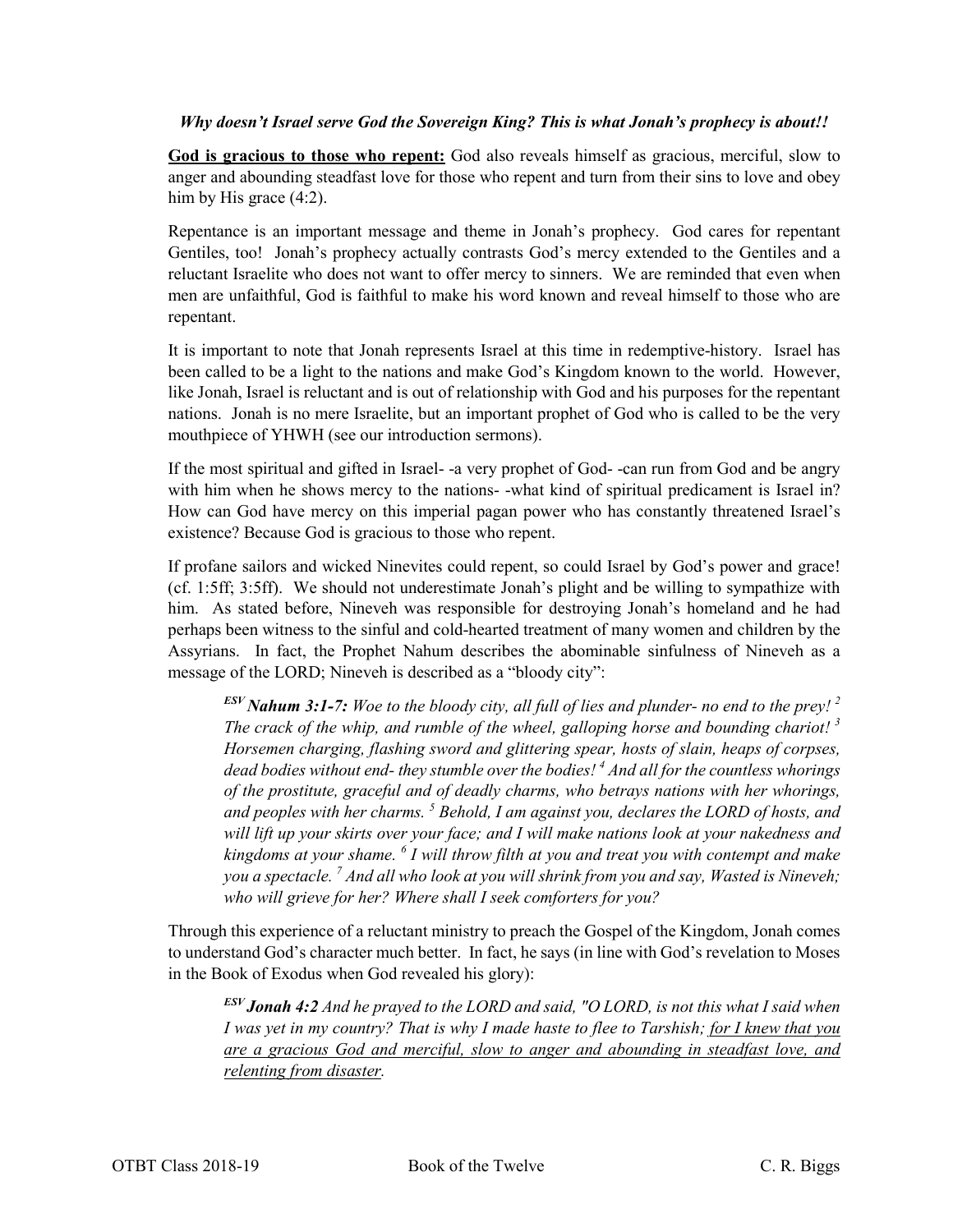***Why doesn't Israel serve God the Sovereign King? This is what Jonah's prophecy is about!!***

**<u>God is gracious to those who repent:</u>** God also reveals himself as gracious, merciful, slow to anger and abounding steadfast love for those who repent and turn from their sins to love and obey him by His grace (4:2).

Repentance is an important message and theme in Jonah's prophecy. God cares for repentant Gentiles, too! Jonah's prophecy actually contrasts God's mercy extended to the Gentiles and a reluctant Israelite who does not want to offer mercy to sinners. We are reminded that even when men are unfaithful, God is faithful to make his word known and reveal himself to those who are repentant.

It is important to note that Jonah represents Israel at this time in redemptive-history. Israel has been called to be a light to the nations and make God's Kingdom known to the world. However, like Jonah, Israel is reluctant and is out of relationship with God and his purposes for the repentant nations. Jonah is no mere Israelite, but an important prophet of God who is called to be the very mouthpiece of YHWH (see our introduction sermons).

If the most spiritual and gifted in Israel- -a very prophet of God- -can run from God and be angry with him when he shows mercy to the nations- -what kind of spiritual predicament is Israel in? How can God have mercy on this imperial pagan power who has constantly threatened Israel's existence? Because God is gracious to those who repent.

If profane sailors and wicked Ninevites could repent, so could Israel by God's power and grace! (cf. 1:5ff; 3:5ff). We should not underestimate Jonah's plight and be willing to sympathize with him. As stated before, Nineveh was responsible for destroying Jonah's homeland and he had perhaps been witness to the sinful and cold-hearted treatment of many women and children by the Assyrians. In fact, the Prophet Nahum describes the abominable sinfulness of Nineveh as a message of the LORD; Nineveh is described as a "bloody city":

> ***ESV Nahum 3:1-7:*** *Woe to the bloody city, all full of lies and plunder- no end to the prey! 2 The crack of the whip, and rumble of the wheel, galloping horse and bounding chariot! 3 Horsemen charging, flashing sword and glittering spear, hosts of slain, heaps of corpses, dead bodies without end- they stumble over the bodies! 4 And all for the countless whorings of the prostitute, graceful and of deadly charms, who betrays nations with her whorings, and peoples with her charms. 5 Behold, I am against you, declares the LORD of hosts, and will lift up your skirts over your face; and I will make nations look at your nakedness and kingdoms at your shame. 6 I will throw filth at you and treat you with contempt and make you a spectacle. 7 And all who look at you will shrink from you and say, Wasted is Nineveh; who will grieve for her? Where shall I seek comforters for you?*

Through this experience of a reluctant ministry to preach the Gospel of the Kingdom, Jonah comes to understand God's character much better. In fact, he says (in line with God's revelation to Moses in the Book of Exodus when God revealed his glory):

> ***ESV Jonah 4:2*** *And he prayed to the LORD and said, "O LORD, is not this what I said when I was yet in my country? That is why I made haste to flee to Tarshish; <u>for I knew that you are a gracious God and merciful, slow to anger and abounding in steadfast love, and relenting from disaster</u>.*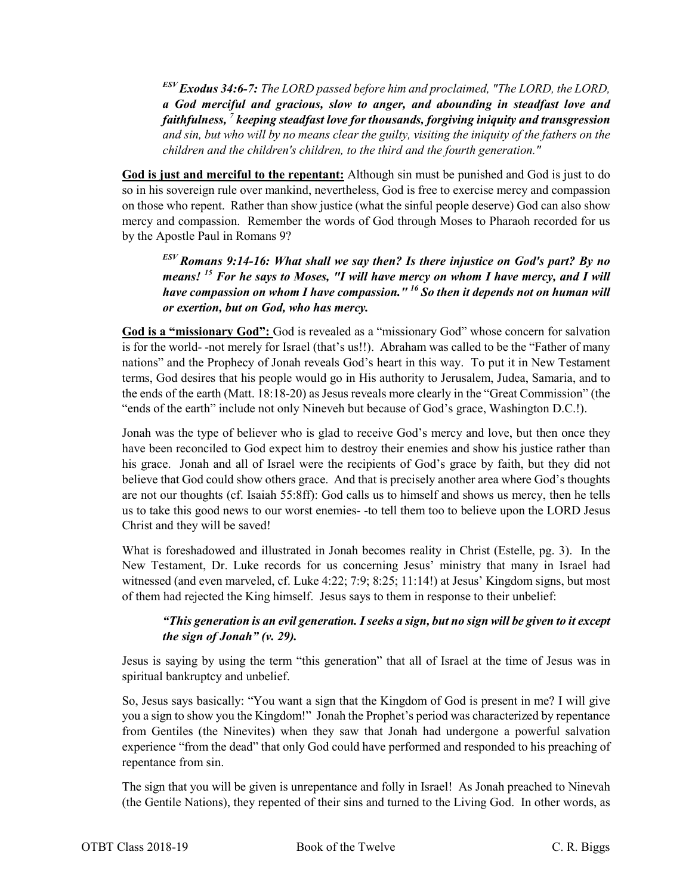*ESV* ***Exodus 34:6-7:*** *The LORD passed before him and proclaimed, "The LORD, the LORD,* ***a God merciful and gracious, slow to anger, and abounding in steadfast love and faithfulness,*** *[7]* ***keeping steadfast love for thousands, forgiving iniquity and transgression*** *and sin, but who will by no means clear the guilty, visiting the iniquity of the fathers on the children and the children's children, to the third and the fourth generation."*

**<u>God is just and merciful to the repentant:</u>** Although sin must be punished and God is just to do so in his sovereign rule over mankind, nevertheless, God is free to exercise mercy and compassion on those who repent. Rather than show justice (what the sinful people deserve) God can also show mercy and compassion. Remember the words of God through Moses to Pharaoh recorded for us by the Apostle Paul in Romans 9?

> ***ESV Romans 9:14-16: What shall we say then? Is there injustice on God's part? By no means! [15] For he says to Moses, "I will have mercy on whom I have mercy, and I will have compassion on whom I have compassion." [16] So then it depends not on human will or exertion, but on God, who has mercy.***

**<u>God is a "missionary God":</u>** God is revealed as a "missionary God" whose concern for salvation is for the world- -not merely for Israel (that's us!!). Abraham was called to be the "Father of many nations" and the Prophecy of Jonah reveals God's heart in this way. To put it in New Testament terms, God desires that his people would go in His authority to Jerusalem, Judea, Samaria, and to the ends of the earth (Matt. 18:18-20) as Jesus reveals more clearly in the "Great Commission" (the "ends of the earth" include not only Nineveh but because of God's grace, Washington D.C.!).

Jonah was the type of believer who is glad to receive God's mercy and love, but then once they have been reconciled to God expect him to destroy their enemies and show his justice rather than his grace. Jonah and all of Israel were the recipients of God's grace by faith, but they did not believe that God could show others grace. And that is precisely another area where God's thoughts are not our thoughts (cf. Isaiah 55:8ff): God calls us to himself and shows us mercy, then he tells us to take this good news to our worst enemies- -to tell them too to believe upon the LORD Jesus Christ and they will be saved!

What is foreshadowed and illustrated in Jonah becomes reality in Christ (Estelle, pg. 3). In the New Testament, Dr. Luke records for us concerning Jesus' ministry that many in Israel had witnessed (and even marveled, cf. Luke 4:22; 7:9; 8:25; 11:14!) at Jesus' Kingdom signs, but most of them had rejected the King himself. Jesus says to them in response to their unbelief:

> ***"This generation is an evil generation. I seeks a sign, but no sign will be given to it except the sign of Jonah" (v. 29).***

Jesus is saying by using the term "this generation" that all of Israel at the time of Jesus was in spiritual bankruptcy and unbelief.

So, Jesus says basically: "You want a sign that the Kingdom of God is present in me? I will give you a sign to show you the Kingdom!" Jonah the Prophet's period was characterized by repentance from Gentiles (the Ninevites) when they saw that Jonah had undergone a powerful salvation experience "from the dead" that only God could have performed and responded to his preaching of repentance from sin.

The sign that you will be given is unrepentance and folly in Israel! As Jonah preached to Nineveh (the Gentile Nations), they repented of their sins and turned to the Living God. In other words, as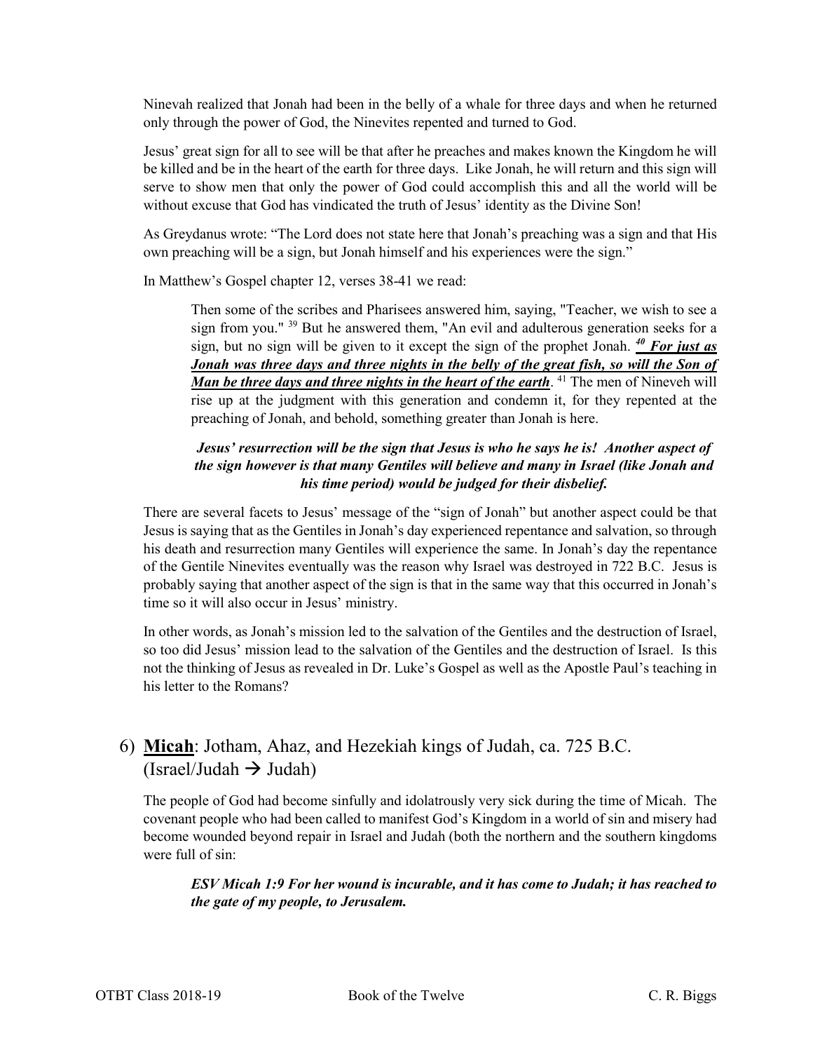Ninevah realized that Jonah had been in the belly of a whale for three days and when he returned only through the power of God, the Ninevites repented and turned to God.

Jesus' great sign for all to see will be that after he preaches and makes known the Kingdom he will be killed and be in the heart of the earth for three days. Like Jonah, he will return and this sign will serve to show men that only the power of God could accomplish this and all the world will be without excuse that God has vindicated the truth of Jesus' identity as the Divine Son!

As Greydanus wrote: "The Lord does not state here that Jonah's preaching was a sign and that His own preaching will be a sign, but Jonah himself and his experiences were the sign."

In Matthew's Gospel chapter 12, verses 38-41 we read:

> Then some of the scribes and Pharisees answered him, saying, "Teacher, we wish to see a sign from you." [39] But he answered them, "An evil and adulterous generation seeks for a sign, but no sign will be given to it except the sign of the prophet Jonah. ***[40] For just as Jonah was three days and three nights in the belly of the great fish, so will the Son of Man be three days and three nights in the heart of the earth***. [41] The men of Nineveh will rise up at the judgment with this generation and condemn it, for they repented at the preaching of Jonah, and behold, something greater than Jonah is here.

***Jesus' resurrection will be the sign that Jesus is who he says he is! Another aspect of the sign however is that many Gentiles will believe and many in Israel (like Jonah and his time period) would be judged for their disbelief.***

There are several facets to Jesus' message of the "sign of Jonah" but another aspect could be that Jesus is saying that as the Gentiles in Jonah's day experienced repentance and salvation, so through his death and resurrection many Gentiles will experience the same. In Jonah's day the repentance of the Gentile Ninevites eventually was the reason why Israel was destroyed in 722 B.C. Jesus is probably saying that another aspect of the sign is that in the same way that this occurred in Jonah's time so it will also occur in Jesus' ministry.

In other words, as Jonah's mission led to the salvation of the Gentiles and the destruction of Israel, so too did Jesus' mission lead to the salvation of the Gentiles and the destruction of Israel. Is this not the thinking of Jesus as revealed in Dr. Luke's Gospel as well as the Apostle Paul's teaching in his letter to the Romans?

## 6) **Micah**: Jotham, Ahaz, and Hezekiah kings of Judah, ca. 725 B.C. (Israel/Judah → Judah)

The people of God had become sinfully and idolatrously very sick during the time of Micah. The covenant people who had been called to manifest God's Kingdom in a world of sin and misery had become wounded beyond repair in Israel and Judah (both the northern and the southern kingdoms were full of sin:

> ***ESV Micah 1:9 For her wound is incurable, and it has come to Judah; it has reached to the gate of my people, to Jerusalem.***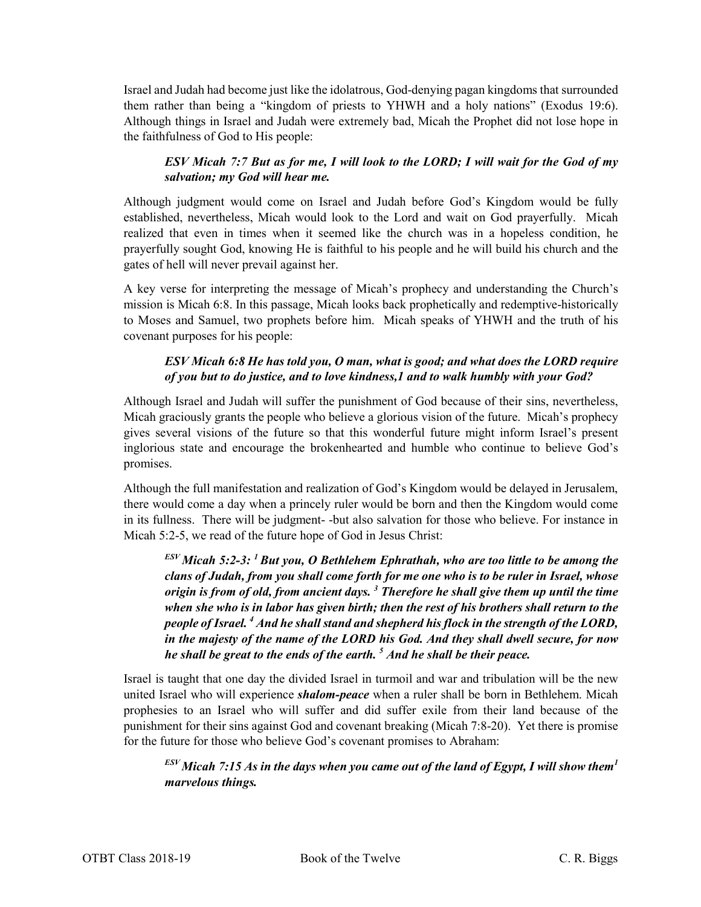Israel and Judah had become just like the idolatrous, God-denying pagan kingdoms that surrounded them rather than being a "kingdom of priests to YHWH and a holy nations" (Exodus 19:6). Although things in Israel and Judah were extremely bad, Micah the Prophet did not lose hope in the faithfulness of God to His people:

> ***ESV Micah 7:7 But as for me, I will look to the LORD; I will wait for the God of my salvation; my God will hear me.***

Although judgment would come on Israel and Judah before God's Kingdom would be fully established, nevertheless, Micah would look to the Lord and wait on God prayerfully. Micah realized that even in times when it seemed like the church was in a hopeless condition, he prayerfully sought God, knowing He is faithful to his people and he will build his church and the gates of hell will never prevail against her.

A key verse for interpreting the message of Micah's prophecy and understanding the Church's mission is Micah 6:8. In this passage, Micah looks back prophetically and redemptive-historically to Moses and Samuel, two prophets before him. Micah speaks of YHWH and the truth of his covenant purposes for his people:

> ***ESV Micah 6:8 He has told you, O man, what is good; and what does the LORD require of you but to do justice, and to love kindness,1 and to walk humbly with your God?***

Although Israel and Judah will suffer the punishment of God because of their sins, nevertheless, Micah graciously grants the people who believe a glorious vision of the future. Micah's prophecy gives several visions of the future so that this wonderful future might inform Israel's present inglorious state and encourage the brokenhearted and humble who continue to believe God's promises.

Although the full manifestation and realization of God's Kingdom would be delayed in Jerusalem, there would come a day when a princely ruler would be born and then the Kingdom would come in its fullness. There will be judgment- -but also salvation for those who believe. For instance in Micah 5:2-5, we read of the future hope of God in Jesus Christ:

> ***[ESV] Micah 5:2-3: [1] But you, O Bethlehem Ephrathah, who are too little to be among the clans of Judah, from you shall come forth for me one who is to be ruler in Israel, whose origin is from of old, from ancient days. [3] Therefore he shall give them up until the time when she who is in labor has given birth; then the rest of his brothers shall return to the people of Israel. [4] And he shall stand and shepherd his flock in the strength of the LORD, in the majesty of the name of the LORD his God. And they shall dwell secure, for now he shall be great to the ends of the earth. [5] And he shall be their peace.***

Israel is taught that one day the divided Israel in turmoil and war and tribulation will be the new united Israel who will experience ***shalom-peace*** when a ruler shall be born in Bethlehem. Micah prophesies to an Israel who will suffer and did suffer exile from their land because of the punishment for their sins against God and covenant breaking (Micah 7:8-20). Yet there is promise for the future for those who believe God's covenant promises to Abraham:

> ***[ESV] Micah 7:15 As in the days when you came out of the land of Egypt, I will show them[1] marvelous things.***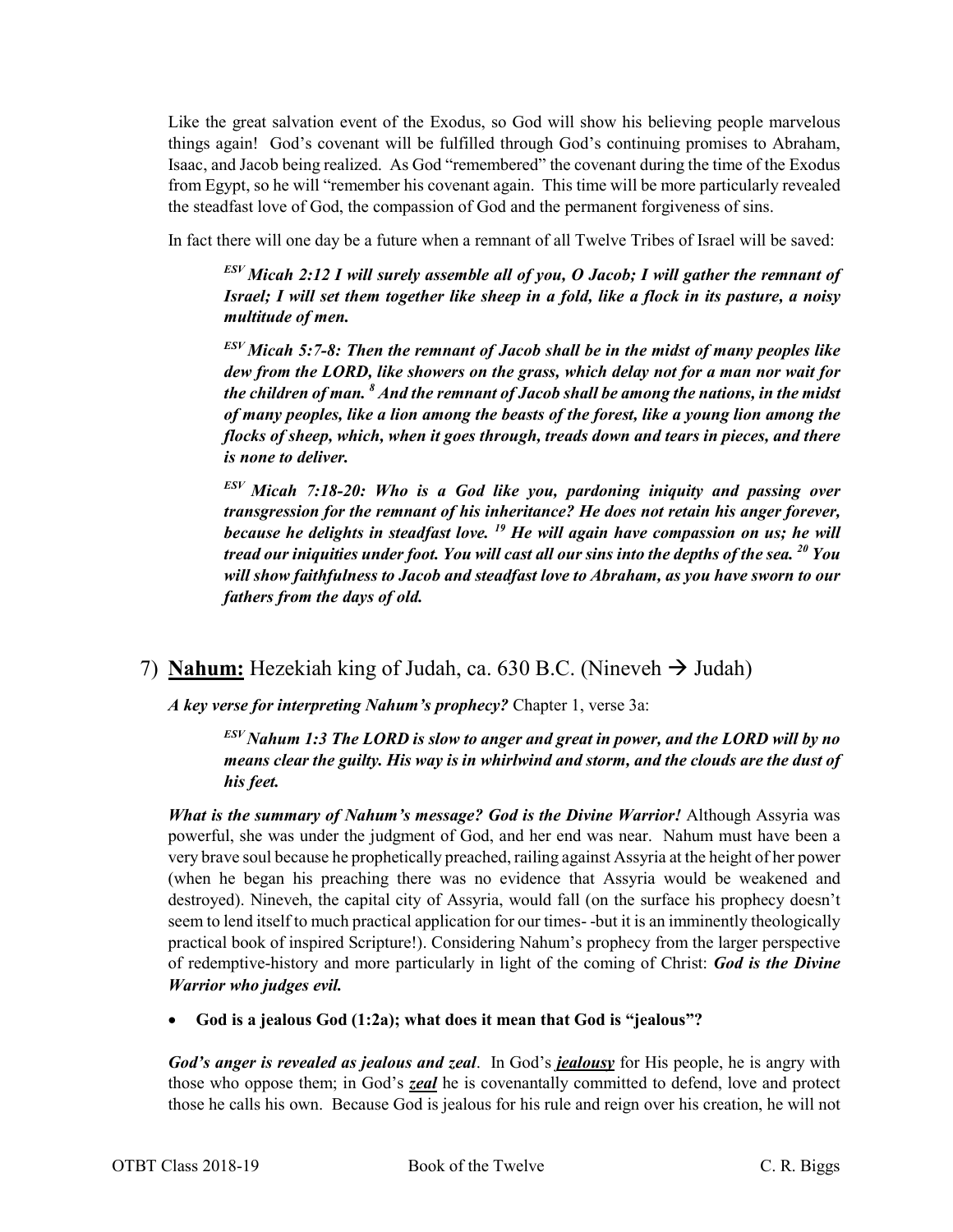Like the great salvation event of the Exodus, so God will show his believing people marvelous things again! God's covenant will be fulfilled through God's continuing promises to Abraham, Isaac, and Jacob being realized. As God "remembered" the covenant during the time of the Exodus from Egypt, so he will "remember his covenant again. This time will be more particularly revealed the steadfast love of God, the compassion of God and the permanent forgiveness of sins.

In fact there will one day be a future when a remnant of all Twelve Tribes of Israel will be saved:

> ***ESV Micah 2:12 I will surely assemble all of you, O Jacob; I will gather the remnant of Israel; I will set them together like sheep in a fold, like a flock in its pasture, a noisy multitude of men.***
>
> ***ESV Micah 5:7-8: Then the remnant of Jacob shall be in the midst of many peoples like dew from the LORD, like showers on the grass, which delay not for a man nor wait for the children of man. [8] And the remnant of Jacob shall be among the nations, in the midst of many peoples, like a lion among the beasts of the forest, like a young lion among the flocks of sheep, which, when it goes through, treads down and tears in pieces, and there is none to deliver.***
>
> ***ESV Micah 7:18-20: Who is a God like you, pardoning iniquity and passing over transgression for the remnant of his inheritance? He does not retain his anger forever, because he delights in steadfast love. [19] He will again have compassion on us; he will tread our iniquities under foot. You will cast all our sins into the depths of the sea. [20] You will show faithfulness to Jacob and steadfast love to Abraham, as you have sworn to our fathers from the days of old.***

## 7) **Nahum:** Hezekiah king of Judah, ca. 630 B.C. (Nineveh → Judah)

***A key verse for interpreting Nahum's prophecy?*** Chapter 1, verse 3a:

> ***ESV Nahum 1:3 The LORD is slow to anger and great in power, and the LORD will by no means clear the guilty. His way is in whirlwind and storm, and the clouds are the dust of his feet.***

***What is the summary of Nahum's message? God is the Divine Warrior!*** Although Assyria was powerful, she was under the judgment of God, and her end was near. Nahum must have been a very brave soul because he prophetically preached, railing against Assyria at the height of her power (when he began his preaching there was no evidence that Assyria would be weakened and destroyed). Nineveh, the capital city of Assyria, would fall (on the surface his prophecy doesn't seem to lend itself to much practical application for our times- -but it is an imminently theologically practical book of inspired Scripture!). Considering Nahum's prophecy from the larger perspective of redemptive-history and more particularly in light of the coming of Christ: ***God is the Divine Warrior who judges evil.***

- **God is a jealous God (1:2a); what does it mean that God is "jealous"?**

***God's anger is revealed as jealous and zeal***. In God's ***jealousy*** for His people, he is angry with those who oppose them; in God's ***zeal*** he is covenantally committed to defend, love and protect those he calls his own. Because God is jealous for his rule and reign over his creation, he will not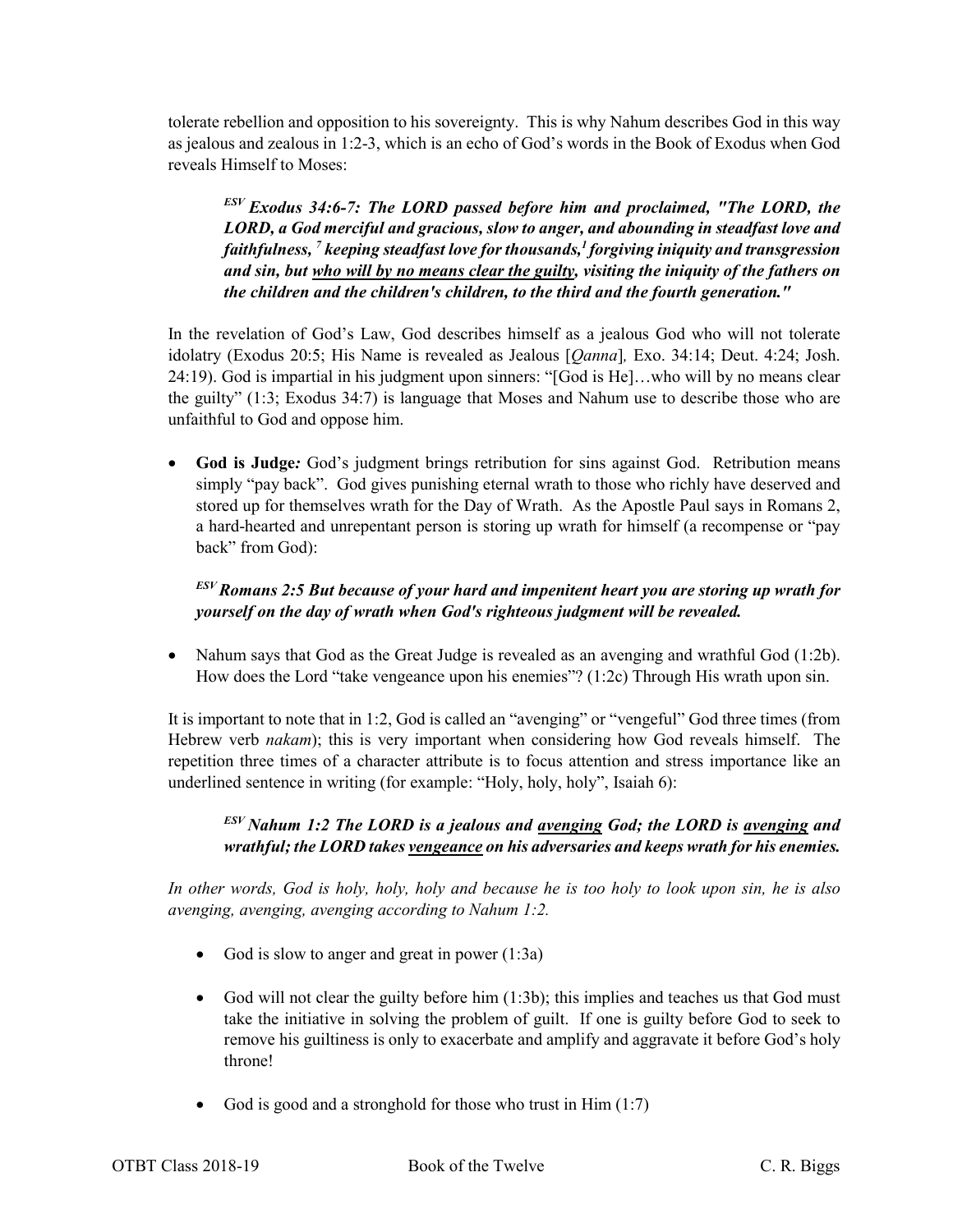tolerate rebellion and opposition to his sovereignty. This is why Nahum describes God in this way as jealous and zealous in 1:2-3, which is an echo of God's words in the Book of Exodus when God reveals Himself to Moses:

> ***ESV Exodus 34:6-7: The LORD passed before him and proclaimed, "The LORD, the LORD, a God merciful and gracious, slow to anger, and abounding in steadfast love and faithfulness, [7] keeping steadfast love for thousands,[1] forgiving iniquity and transgression and sin, but <u>who will by no means clear the guilty</u>, visiting the iniquity of the fathers on the children and the children's children, to the third and the fourth generation."***

In the revelation of God's Law, God describes himself as a jealous God who will not tolerate idolatry (Exodus 20:5; His Name is revealed as Jealous [*Qanna*], Exo. 34:14; Deut. 4:24; Josh. 24:19). God is impartial in his judgment upon sinners: "[God is He]…who will by no means clear the guilty" (1:3; Exodus 34:7) is language that Moses and Nahum use to describe those who are unfaithful to God and oppose him.

- **God is Judge*:*** God's judgment brings retribution for sins against God. Retribution means simply "pay back". God gives punishing eternal wrath to those who richly have deserved and stored up for themselves wrath for the Day of Wrath. As the Apostle Paul says in Romans 2, a hard-hearted and unrepentant person is storing up wrath for himself (a recompense or "pay back" from God):

> ***ESV Romans 2:5 But because of your hard and impenitent heart you are storing up wrath for yourself on the day of wrath when God's righteous judgment will be revealed.***

- Nahum says that God as the Great Judge is revealed as an avenging and wrathful God (1:2b). How does the Lord "take vengeance upon his enemies"? (1:2c) Through His wrath upon sin.

It is important to note that in 1:2, God is called an "avenging" or "vengeful" God three times (from Hebrew verb *nakam*); this is very important when considering how God reveals himself. The repetition three times of a character attribute is to focus attention and stress importance like an underlined sentence in writing (for example: "Holy, holy, holy", Isaiah 6):

> ***ESV Nahum 1:2 The LORD is a jealous and <u>avenging</u> God; the LORD is <u>avenging</u> and wrathful; the LORD takes <u>vengeance</u> on his adversaries and keeps wrath for his enemies.***

*In other words, God is holy, holy, holy and because he is too holy to look upon sin, he is also avenging, avenging, avenging according to Nahum 1:2.*

- God is slow to anger and great in power (1:3a)
- God will not clear the guilty before him (1:3b); this implies and teaches us that God must take the initiative in solving the problem of guilt. If one is guilty before God to seek to remove his guiltiness is only to exacerbate and amplify and aggravate it before God's holy throne!
- God is good and a stronghold for those who trust in Him (1:7)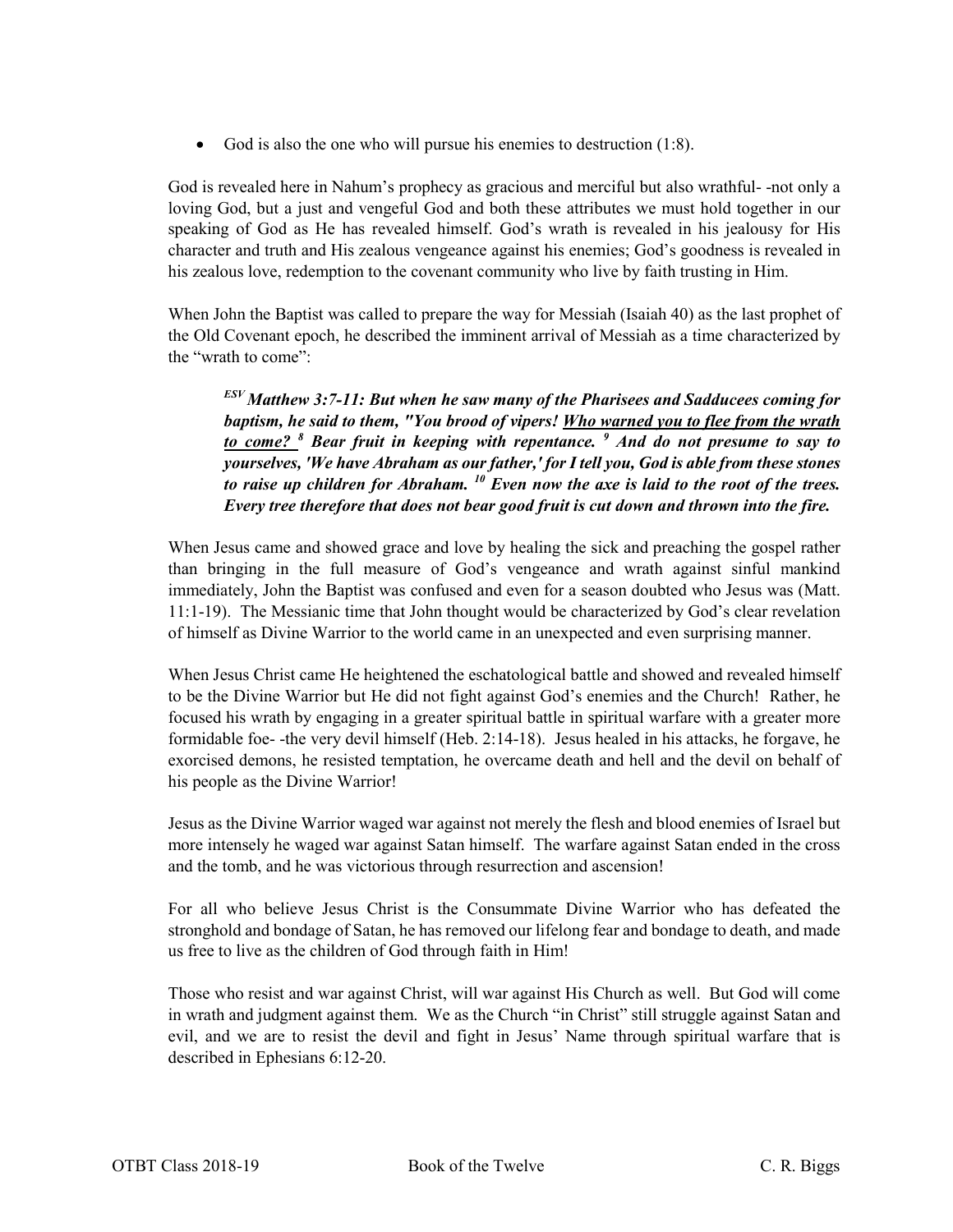- God is also the one who will pursue his enemies to destruction (1:8).

God is revealed here in Nahum's prophecy as gracious and merciful but also wrathful- -not only a loving God, but a just and vengeful God and both these attributes we must hold together in our speaking of God as He has revealed himself. God's wrath is revealed in his jealousy for His character and truth and His zealous vengeance against his enemies; God's goodness is revealed in his zealous love, redemption to the covenant community who live by faith trusting in Him.

When John the Baptist was called to prepare the way for Messiah (Isaiah 40) as the last prophet of the Old Covenant epoch, he described the imminent arrival of Messiah as a time characterized by the "wrath to come":

> ***ESV Matthew 3:7-11: But when he saw many of the Pharisees and Sadducees coming for baptism, he said to them, "You brood of vipers! <u>Who warned you to flee from the wrath to come?</u> 8 Bear fruit in keeping with repentance. 9 And do not presume to say to yourselves, 'We have Abraham as our father,' for I tell you, God is able from these stones to raise up children for Abraham. 10 Even now the axe is laid to the root of the trees. Every tree therefore that does not bear good fruit is cut down and thrown into the fire.***

When Jesus came and showed grace and love by healing the sick and preaching the gospel rather than bringing in the full measure of God's vengeance and wrath against sinful mankind immediately, John the Baptist was confused and even for a season doubted who Jesus was (Matt. 11:1-19). The Messianic time that John thought would be characterized by God's clear revelation of himself as Divine Warrior to the world came in an unexpected and even surprising manner.

When Jesus Christ came He heightened the eschatological battle and showed and revealed himself to be the Divine Warrior but He did not fight against God's enemies and the Church! Rather, he focused his wrath by engaging in a greater spiritual battle in spiritual warfare with a greater more formidable foe- -the very devil himself (Heb. 2:14-18). Jesus healed in his attacks, he forgave, he exorcised demons, he resisted temptation, he overcame death and hell and the devil on behalf of his people as the Divine Warrior!

Jesus as the Divine Warrior waged war against not merely the flesh and blood enemies of Israel but more intensely he waged war against Satan himself. The warfare against Satan ended in the cross and the tomb, and he was victorious through resurrection and ascension!

For all who believe Jesus Christ is the Consummate Divine Warrior who has defeated the stronghold and bondage of Satan, he has removed our lifelong fear and bondage to death, and made us free to live as the children of God through faith in Him!

Those who resist and war against Christ, will war against His Church as well. But God will come in wrath and judgment against them. We as the Church "in Christ" still struggle against Satan and evil, and we are to resist the devil and fight in Jesus' Name through spiritual warfare that is described in Ephesians 6:12-20.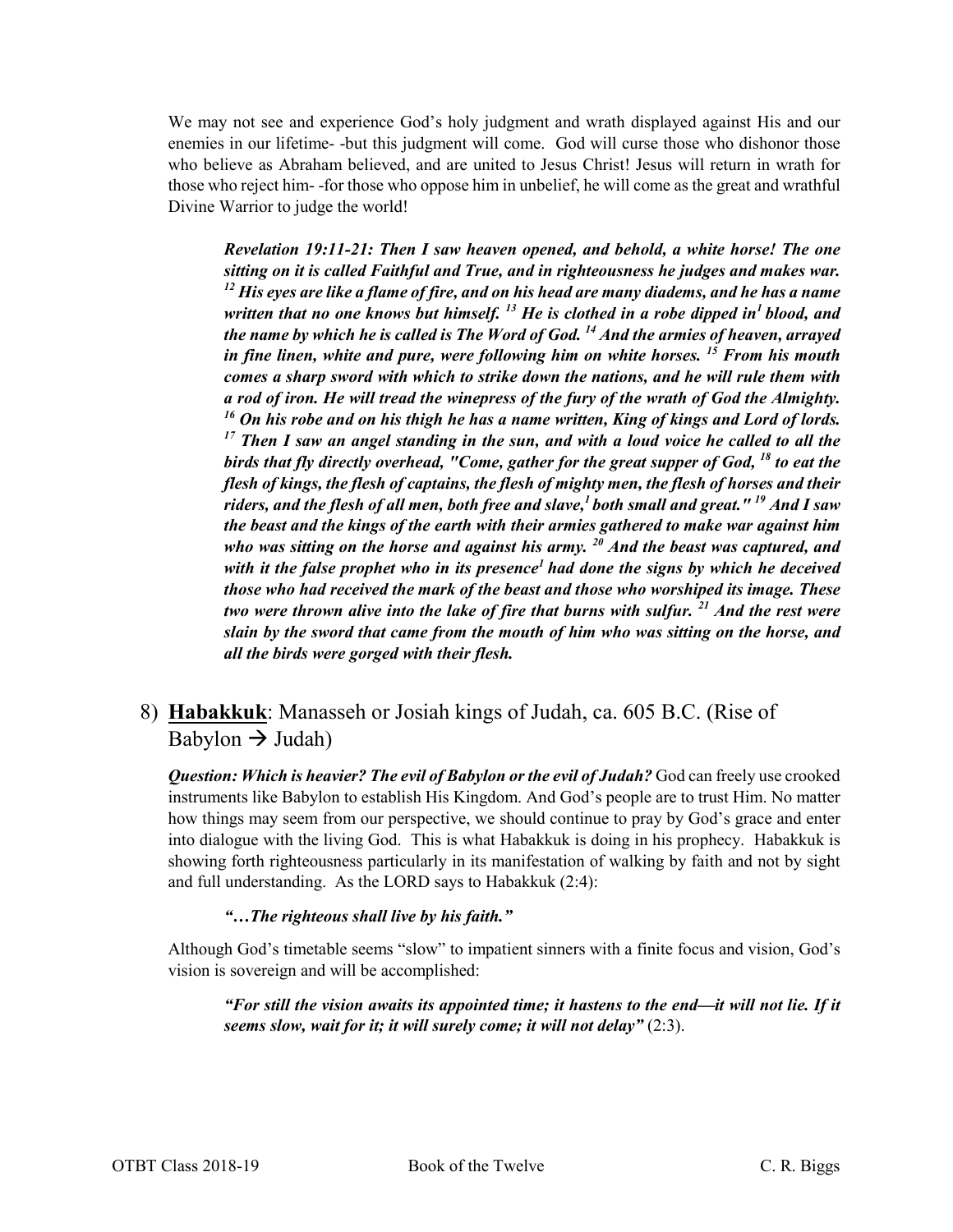We may not see and experience God's holy judgment and wrath displayed against His and our enemies in our lifetime- -but this judgment will come. God will curse those who dishonor those who believe as Abraham believed, and are united to Jesus Christ! Jesus will return in wrath for those who reject him- -for those who oppose him in unbelief, he will come as the great and wrathful Divine Warrior to judge the world!

> ***Revelation 19:11-21: Then I saw heaven opened, and behold, a white horse! The one sitting on it is called Faithful and True, and in righteousness he judges and makes war. [12] His eyes are like a flame of fire, and on his head are many diadems, and he has a name written that no one knows but himself. [13] He is clothed in a robe dipped in[1] blood, and the name by which he is called is The Word of God. [14] And the armies of heaven, arrayed in fine linen, white and pure, were following him on white horses. [15] From his mouth comes a sharp sword with which to strike down the nations, and he will rule them with a rod of iron. He will tread the winepress of the fury of the wrath of God the Almighty. [16] On his robe and on his thigh he has a name written, King of kings and Lord of lords. [17] Then I saw an angel standing in the sun, and with a loud voice he called to all the birds that fly directly overhead, "Come, gather for the great supper of God, [18] to eat the flesh of kings, the flesh of captains, the flesh of mighty men, the flesh of horses and their riders, and the flesh of all men, both free and slave,[1] both small and great." [19] And I saw the beast and the kings of the earth with their armies gathered to make war against him who was sitting on the horse and against his army. [20] And the beast was captured, and with it the false prophet who in its presence[1] had done the signs by which he deceived those who had received the mark of the beast and those who worshiped its image. These two were thrown alive into the lake of fire that burns with sulfur. [21] And the rest were slain by the sword that came from the mouth of him who was sitting on the horse, and all the birds were gorged with their flesh.***

## 8) **Habakkuk**: Manasseh or Josiah kings of Judah, ca. 605 B.C. (Rise of Babylon → Judah)

***Question: Which is heavier? The evil of Babylon or the evil of Judah?*** God can freely use crooked instruments like Babylon to establish His Kingdom. And God's people are to trust Him. No matter how things may seem from our perspective, we should continue to pray by God's grace and enter into dialogue with the living God. This is what Habakkuk is doing in his prophecy. Habakkuk is showing forth righteousness particularly in its manifestation of walking by faith and not by sight and full understanding. As the LORD says to Habakkuk (2:4):

> ***"…The righteous shall live by his faith."***

Although God's timetable seems "slow" to impatient sinners with a finite focus and vision, God's vision is sovereign and will be accomplished:

> ***"For still the vision awaits its appointed time; it hastens to the end—it will not lie. If it seems slow, wait for it; it will surely come; it will not delay"*** (2:3).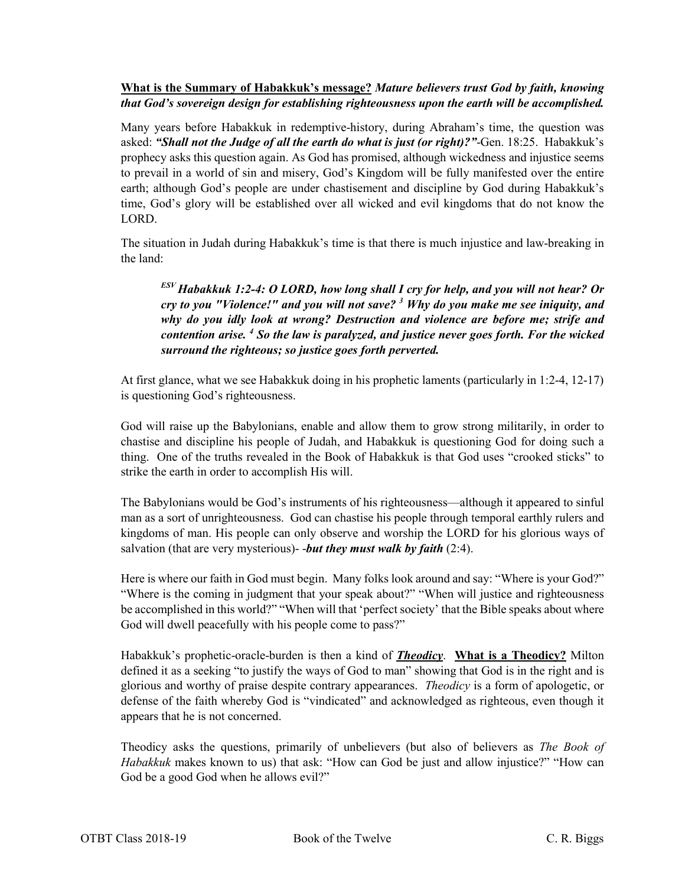**<u>What is the Summary of Habakkuk's message?</u>** ***Mature believers trust God by faith, knowing that God's sovereign design for establishing righteousness upon the earth will be accomplished.***

Many years before Habakkuk in redemptive-history, during Abraham's time, the question was asked: ***"Shall not the Judge of all the earth do what is just (or right)?"***-Gen. 18:25. Habakkuk's prophecy asks this question again. As God has promised, although wickedness and injustice seems to prevail in a world of sin and misery, God's Kingdom will be fully manifested over the entire earth; although God's people are under chastisement and discipline by God during Habakkuk's time, God's glory will be established over all wicked and evil kingdoms that do not know the LORD.

The situation in Judah during Habakkuk's time is that there is much injustice and law-breaking in the land:

> ***ESV Habakkuk 1:2-4: O LORD, how long shall I cry for help, and you will not hear? Or cry to you "Violence!" and you will not save? [3] Why do you make me see iniquity, and why do you idly look at wrong? Destruction and violence are before me; strife and contention arise. [4] So the law is paralyzed, and justice never goes forth. For the wicked surround the righteous; so justice goes forth perverted.***

At first glance, what we see Habakkuk doing in his prophetic laments (particularly in 1:2-4, 12-17) is questioning God's righteousness.

God will raise up the Babylonians, enable and allow them to grow strong militarily, in order to chastise and discipline his people of Judah, and Habakkuk is questioning God for doing such a thing. One of the truths revealed in the Book of Habakkuk is that God uses "crooked sticks" to strike the earth in order to accomplish His will.

The Babylonians would be God's instruments of his righteousness—although it appeared to sinful man as a sort of unrighteousness. God can chastise his people through temporal earthly rulers and kingdoms of man. His people can only observe and worship the LORD for his glorious ways of salvation (that are very mysterious)- -***but they must walk by faith*** (2:4).

Here is where our faith in God must begin. Many folks look around and say: "Where is your God?" "Where is the coming in judgment that your speak about?" "When will justice and righteousness be accomplished in this world?" "When will that 'perfect society' that the Bible speaks about where God will dwell peacefully with his people come to pass?"

Habakkuk's prophetic-oracle-burden is then a kind of ***<u>Theodicy</u>***. **<u>What is a Theodicy?</u>** Milton defined it as a seeking "to justify the ways of God to man" showing that God is in the right and is glorious and worthy of praise despite contrary appearances. *Theodicy* is a form of apologetic, or defense of the faith whereby God is "vindicated" and acknowledged as righteous, even though it appears that he is not concerned.

Theodicy asks the questions, primarily of unbelievers (but also of believers as *The Book of Habakkuk* makes known to us) that ask: "How can God be just and allow injustice?" "How can God be a good God when he allows evil?"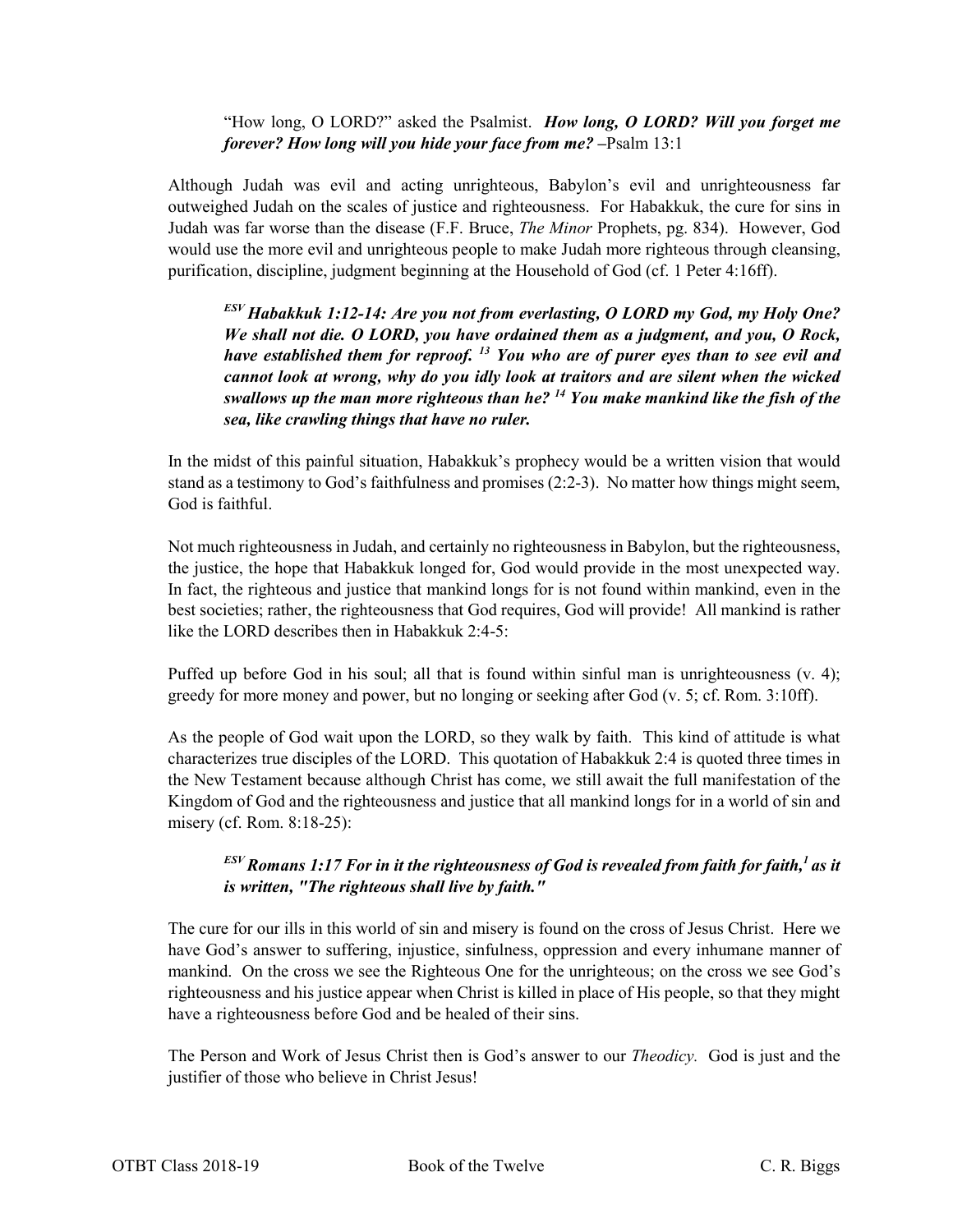"How long, O LORD?" asked the Psalmist. ***How long, O LORD? Will you forget me forever? How long will you hide your face from me?*** –Psalm 13:1

Although Judah was evil and acting unrighteous, Babylon's evil and unrighteousness far outweighed Judah on the scales of justice and righteousness. For Habakkuk, the cure for sins in Judah was far worse than the disease (F.F. Bruce, *The Minor* Prophets, pg. 834). However, God would use the more evil and unrighteous people to make Judah more righteous through cleansing, purification, discipline, judgment beginning at the Household of God (cf. 1 Peter 4:16ff).

> ***ESV Habakkuk 1:12-14: Are you not from everlasting, O LORD my God, my Holy One? We shall not die. O LORD, you have ordained them as a judgment, and you, O Rock, have established them for reproof. 13 You who are of purer eyes than to see evil and cannot look at wrong, why do you idly look at traitors and are silent when the wicked swallows up the man more righteous than he? 14 You make mankind like the fish of the sea, like crawling things that have no ruler.***

In the midst of this painful situation, Habakkuk's prophecy would be a written vision that would stand as a testimony to God's faithfulness and promises (2:2-3). No matter how things might seem, God is faithful.

Not much righteousness in Judah, and certainly no righteousness in Babylon, but the righteousness, the justice, the hope that Habakkuk longed for, God would provide in the most unexpected way. In fact, the righteous and justice that mankind longs for is not found within mankind, even in the best societies; rather, the righteousness that God requires, God will provide! All mankind is rather like the LORD describes then in Habakkuk 2:4-5:

Puffed up before God in his soul; all that is found within sinful man is unrighteousness (v. 4); greedy for more money and power, but no longing or seeking after God (v. 5; cf. Rom. 3:10ff).

As the people of God wait upon the LORD, so they walk by faith. This kind of attitude is what characterizes true disciples of the LORD. This quotation of Habakkuk 2:4 is quoted three times in the New Testament because although Christ has come, we still await the full manifestation of the Kingdom of God and the righteousness and justice that all mankind longs for in a world of sin and misery (cf. Rom. 8:18-25):

> ***ESV Romans 1:17 For in it the righteousness of God is revealed from faith for faith,[1] as it is written, "The righteous shall live by faith."***

The cure for our ills in this world of sin and misery is found on the cross of Jesus Christ. Here we have God's answer to suffering, injustice, sinfulness, oppression and every inhumane manner of mankind. On the cross we see the Righteous One for the unrighteous; on the cross we see God's righteousness and his justice appear when Christ is killed in place of His people, so that they might have a righteousness before God and be healed of their sins.

The Person and Work of Jesus Christ then is God's answer to our *Theodicy.* God is just and the justifier of those who believe in Christ Jesus!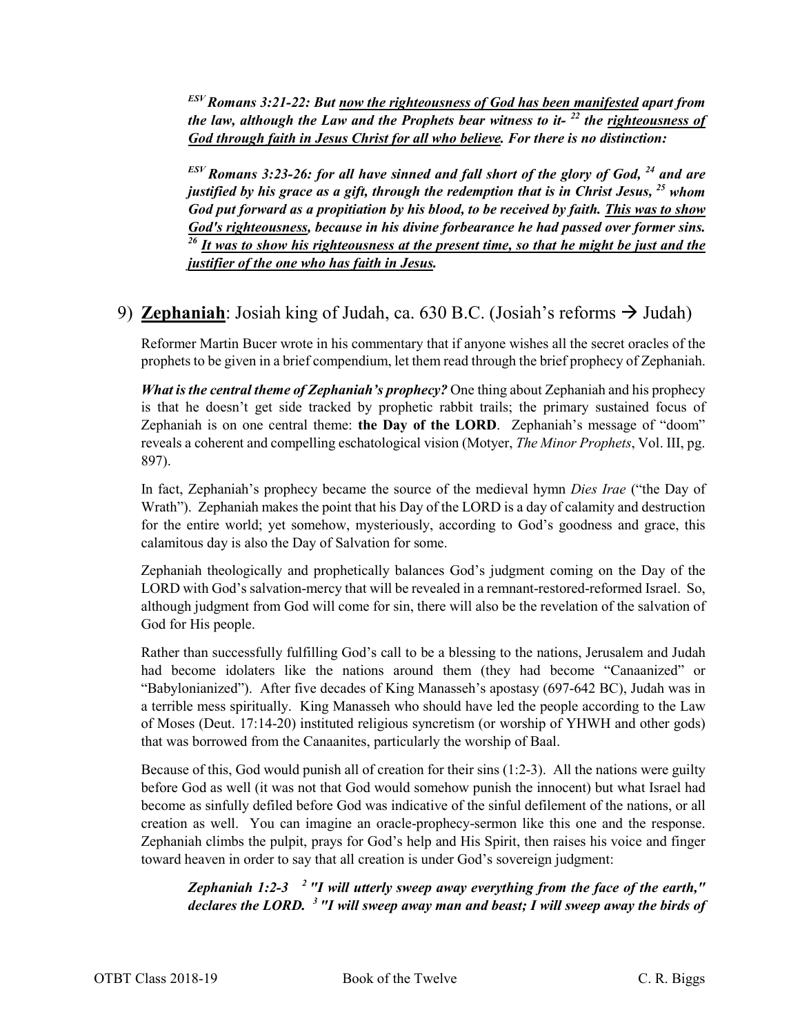***ESV* Romans 3:21-22: But <u>now the righteousness of God has been manifested</u> apart from the law, although the Law and the Prophets bear witness to it- [22] the <u>righteousness of God through faith in Jesus Christ for all who believe</u>. For there is no distinction:**

***ESV* Romans 3:23-26: for all have sinned and fall short of the glory of God, [24] and are justified by his grace as a gift, through the redemption that is in Christ Jesus, [25] whom God put forward as a propitiation by his blood, to be received by faith. <u>This was to show God's righteousness</u>, because in his divine forbearance he had passed over former sins. [26] <u>It was to show his righteousness at the present time, so that he might be just and the justifier of the one who has faith in Jesus</u>.**

## 9) <u>**Zephaniah**</u>: Josiah king of Judah, ca. 630 B.C. (Josiah's reforms → Judah)

Reformer Martin Bucer wrote in his commentary that if anyone wishes all the secret oracles of the prophets to be given in a brief compendium, let them read through the brief prophecy of Zephaniah.

***What is the central theme of Zephaniah's prophecy?*** One thing about Zephaniah and his prophecy is that he doesn't get side tracked by prophetic rabbit trails; the primary sustained focus of Zephaniah is on one central theme: **the Day of the LORD**. Zephaniah's message of "doom" reveals a coherent and compelling eschatological vision (Motyer, *The Minor Prophets*, Vol. III, pg. 897).

In fact, Zephaniah's prophecy became the source of the medieval hymn *Dies Irae* ("the Day of Wrath"). Zephaniah makes the point that his Day of the LORD is a day of calamity and destruction for the entire world; yet somehow, mysteriously, according to God's goodness and grace, this calamitous day is also the Day of Salvation for some.

Zephaniah theologically and prophetically balances God's judgment coming on the Day of the LORD with God's salvation-mercy that will be revealed in a remnant-restored-reformed Israel. So, although judgment from God will come for sin, there will also be the revelation of the salvation of God for His people.

Rather than successfully fulfilling God's call to be a blessing to the nations, Jerusalem and Judah had become idolaters like the nations around them (they had become "Canaanized" or "Babylonianized"). After five decades of King Manasseh's apostasy (697-642 BC), Judah was in a terrible mess spiritually. King Manasseh who should have led the people according to the Law of Moses (Deut. 17:14-20) instituted religious syncretism (or worship of YHWH and other gods) that was borrowed from the Canaanites, particularly the worship of Baal.

Because of this, God would punish all of creation for their sins (1:2-3). All the nations were guilty before God as well (it was not that God would somehow punish the innocent) but what Israel had become as sinfully defiled before God was indicative of the sinful defilement of the nations, or all creation as well. You can imagine an oracle-prophecy-sermon like this one and the response. Zephaniah climbs the pulpit, prays for God's help and His Spirit, then raises his voice and finger toward heaven in order to say that all creation is under God's sovereign judgment:

***Zephaniah 1:2-3 [2] "I will utterly sweep away everything from the face of the earth," declares the LORD. [3] "I will sweep away man and beast; I will sweep away the birds of***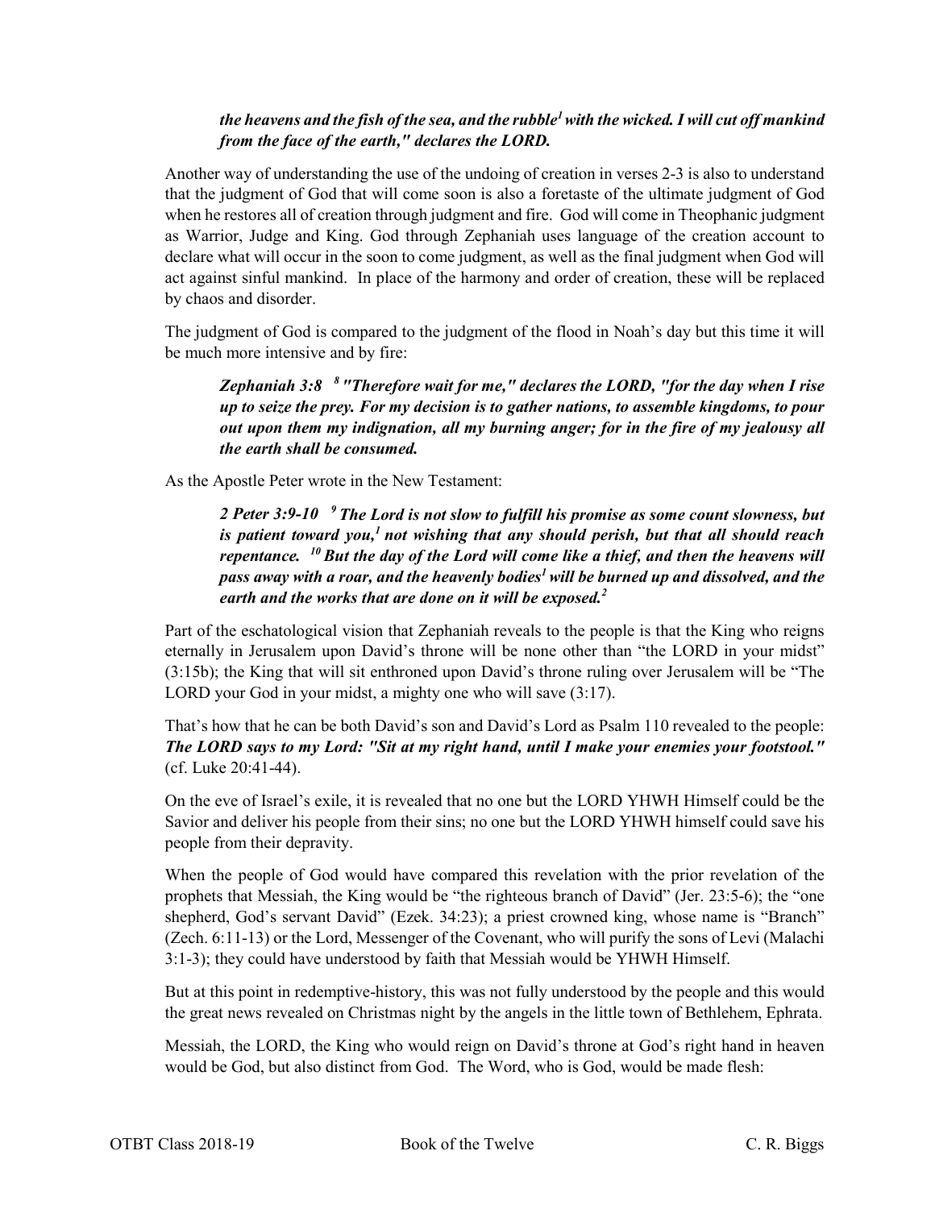> ***the heavens and the fish of the sea, and the rubble[1] with the wicked. I will cut off mankind from the face of the earth," declares the LORD.***

Another way of understanding the use of the undoing of creation in verses 2-3 is also to understand that the judgment of God that will come soon is also a foretaste of the ultimate judgment of God when he restores all of creation through judgment and fire. God will come in Theophanic judgment as Warrior, Judge and King. God through Zephaniah uses language of the creation account to declare what will occur in the soon to come judgment, as well as the final judgment when God will act against sinful mankind. In place of the harmony and order of creation, these will be replaced by chaos and disorder.

The judgment of God is compared to the judgment of the flood in Noah's day but this time it will be much more intensive and by fire:

> ***Zephaniah 3:8 [8] "Therefore wait for me," declares the LORD, "for the day when I rise up to seize the prey. For my decision is to gather nations, to assemble kingdoms, to pour out upon them my indignation, all my burning anger; for in the fire of my jealousy all the earth shall be consumed.***

As the Apostle Peter wrote in the New Testament:

> ***2 Peter 3:9-10 [9] The Lord is not slow to fulfill his promise as some count slowness, but is patient toward you,[1] not wishing that any should perish, but that all should reach repentance. [10] But the day of the Lord will come like a thief, and then the heavens will pass away with a roar, and the heavenly bodies[1] will be burned up and dissolved, and the earth and the works that are done on it will be exposed.[2]***

Part of the eschatological vision that Zephaniah reveals to the people is that the King who reigns eternally in Jerusalem upon David's throne will be none other than "the LORD in your midst" (3:15b); the King that will sit enthroned upon David's throne ruling over Jerusalem will be "The LORD your God in your midst, a mighty one who will save (3:17).

That's how that he can be both David's son and David's Lord as Psalm 110 revealed to the people: ***The LORD says to my Lord: "Sit at my right hand, until I make your enemies your footstool."*** (cf. Luke 20:41-44).

On the eve of Israel's exile, it is revealed that no one but the LORD YHWH Himself could be the Savior and deliver his people from their sins; no one but the LORD YHWH himself could save his people from their depravity.

When the people of God would have compared this revelation with the prior revelation of the prophets that Messiah, the King would be "the righteous branch of David" (Jer. 23:5-6); the "one shepherd, God's servant David" (Ezek. 34:23); a priest crowned king, whose name is "Branch" (Zech. 6:11-13) or the Lord, Messenger of the Covenant, who will purify the sons of Levi (Malachi 3:1-3); they could have understood by faith that Messiah would be YHWH Himself.

But at this point in redemptive-history, this was not fully understood by the people and this would the great news revealed on Christmas night by the angels in the little town of Bethlehem, Ephrata.

Messiah, the LORD, the King who would reign on David's throne at God's right hand in heaven would be God, but also distinct from God. The Word, who is God, would be made flesh: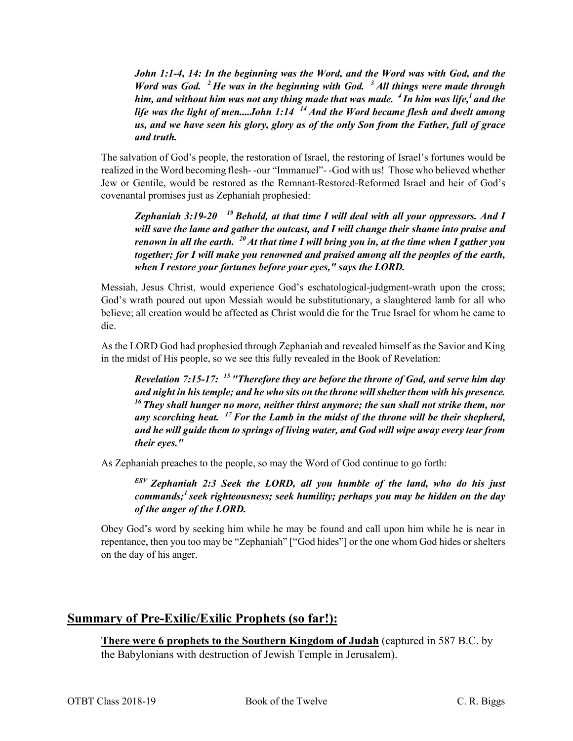***John 1:1-4, 14: In the beginning was the Word, and the Word was with God, and the Word was God. [2] He was in the beginning with God. [3] All things were made through him, and without him was not any thing made that was made. [4] In him was life,[1] and the life was the light of men....John 1:14 [14] And the Word became flesh and dwelt among us, and we have seen his glory, glory as of the only Son from the Father, full of grace and truth.***

The salvation of God's people, the restoration of Israel, the restoring of Israel's fortunes would be realized in the Word becoming flesh- -our "Immanuel"- -God with us! Those who believed whether Jew or Gentile, would be restored as the Remnant-Restored-Reformed Israel and heir of God's covenantal promises just as Zephaniah prophesied:

***Zephaniah 3:19-20 [19] Behold, at that time I will deal with all your oppressors. And I will save the lame and gather the outcast, and I will change their shame into praise and renown in all the earth. [20] At that time I will bring you in, at the time when I gather you together; for I will make you renowned and praised among all the peoples of the earth, when I restore your fortunes before your eyes," says the LORD.***

Messiah, Jesus Christ, would experience God's eschatological-judgment-wrath upon the cross; God's wrath poured out upon Messiah would be substitutionary, a slaughtered lamb for all who believe; all creation would be affected as Christ would die for the True Israel for whom he came to die.

As the LORD God had prophesied through Zephaniah and revealed himself as the Savior and King in the midst of His people, so we see this fully revealed in the Book of Revelation:

***Revelation 7:15-17: [15] "Therefore they are before the throne of God, and serve him day and night in his temple; and he who sits on the throne will shelter them with his presence. [16] They shall hunger no more, neither thirst anymore; the sun shall not strike them, nor any scorching heat. [17] For the Lamb in the midst of the throne will be their shepherd, and he will guide them to springs of living water, and God will wipe away every tear from their eyes."***

As Zephaniah preaches to the people, so may the Word of God continue to go forth:

***[ESV] Zephaniah 2:3 Seek the LORD, all you humble of the land, who do his just commands;[1] seek righteousness; seek humility; perhaps you may be hidden on the day of the anger of the LORD.***

Obey God's word by seeking him while he may be found and call upon him while he is near in repentance, then you too may be "Zephaniah" ["God hides"] or the one whom God hides or shelters on the day of his anger.

## Summary of Pre-Exilic/Exilic Prophets (so far!):

**There were 6 prophets to the Southern Kingdom of Judah** (captured in 587 B.C. by the Babylonians with destruction of Jewish Temple in Jerusalem).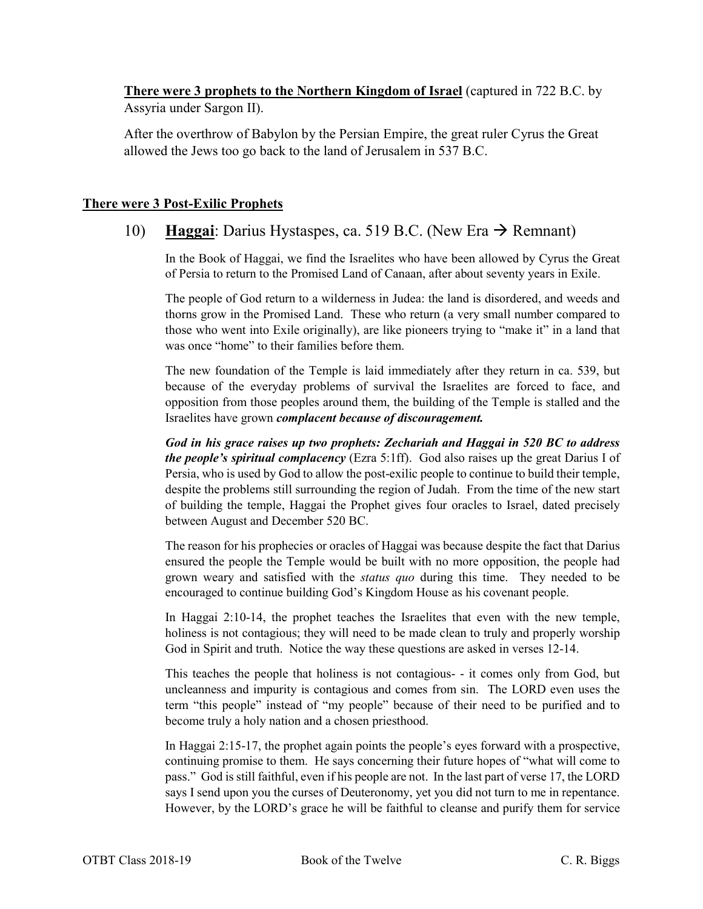**There were 3 prophets to the Northern Kingdom of Israel** (captured in 722 B.C. by Assyria under Sargon II).

After the overthrow of Babylon by the Persian Empire, the great ruler Cyrus the Great allowed the Jews too go back to the land of Jerusalem in 537 B.C.

## There were 3 Post-Exilic Prophets

### 10) **Haggai**: Darius Hystaspes, ca. 519 B.C. (New Era → Remnant)

In the Book of Haggai, we find the Israelites who have been allowed by Cyrus the Great of Persia to return to the Promised Land of Canaan, after about seventy years in Exile.

The people of God return to a wilderness in Judea: the land is disordered, and weeds and thorns grow in the Promised Land. These who return (a very small number compared to those who went into Exile originally), are like pioneers trying to "make it" in a land that was once "home" to their families before them.

The new foundation of the Temple is laid immediately after they return in ca. 539, but because of the everyday problems of survival the Israelites are forced to face, and opposition from those peoples around them, the building of the Temple is stalled and the Israelites have grown ***complacent because of discouragement.***

***God in his grace raises up two prophets: Zechariah and Haggai in 520 BC to address the people's spiritual complacency*** (Ezra 5:1ff). God also raises up the great Darius I of Persia, who is used by God to allow the post-exilic people to continue to build their temple, despite the problems still surrounding the region of Judah. From the time of the new start of building the temple, Haggai the Prophet gives four oracles to Israel, dated precisely between August and December 520 BC.

The reason for his prophecies or oracles of Haggai was because despite the fact that Darius ensured the people the Temple would be built with no more opposition, the people had grown weary and satisfied with the *status quo* during this time. They needed to be encouraged to continue building God's Kingdom House as his covenant people.

In Haggai 2:10-14, the prophet teaches the Israelites that even with the new temple, holiness is not contagious; they will need to be made clean to truly and properly worship God in Spirit and truth. Notice the way these questions are asked in verses 12-14.

This teaches the people that holiness is not contagious- - it comes only from God, but uncleanness and impurity is contagious and comes from sin. The LORD even uses the term "this people" instead of "my people" because of their need to be purified and to become truly a holy nation and a chosen priesthood.

In Haggai 2:15-17, the prophet again points the people's eyes forward with a prospective, continuing promise to them. He says concerning their future hopes of "what will come to pass." God is still faithful, even if his people are not. In the last part of verse 17, the LORD says I send upon you the curses of Deuteronomy, yet you did not turn to me in repentance. However, by the LORD's grace he will be faithful to cleanse and purify them for service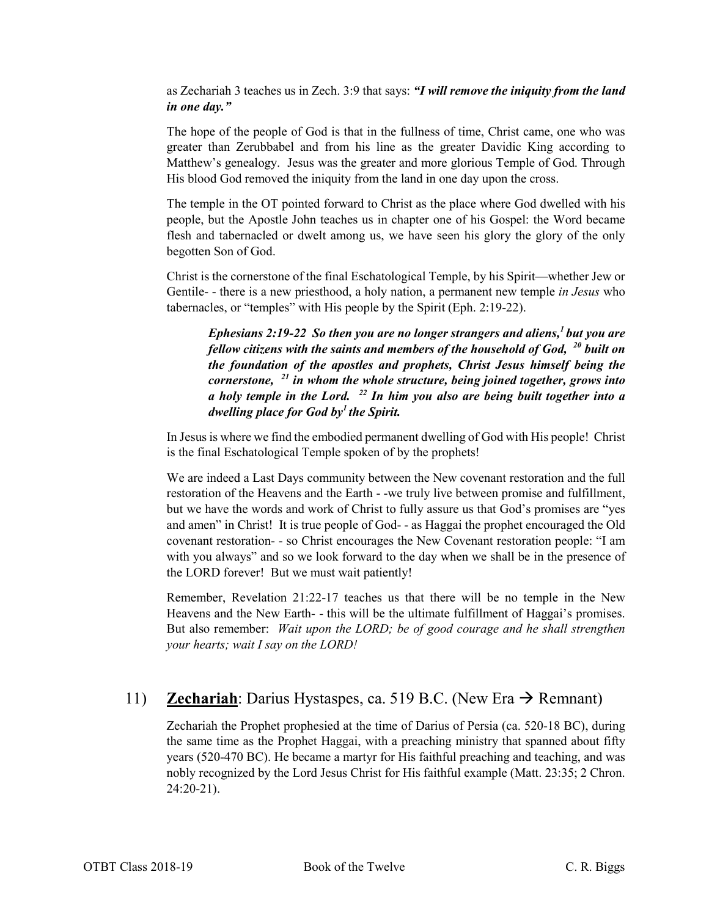as Zechariah 3 teaches us in Zech. 3:9 that says: ***"I will remove the iniquity from the land in one day."***

The hope of the people of God is that in the fullness of time, Christ came, one who was greater than Zerubbabel and from his line as the greater Davidic King according to Matthew's genealogy. Jesus was the greater and more glorious Temple of God. Through His blood God removed the iniquity from the land in one day upon the cross.

The temple in the OT pointed forward to Christ as the place where God dwelled with his people, but the Apostle John teaches us in chapter one of his Gospel: the Word became flesh and tabernacled or dwelt among us, we have seen his glory the glory of the only begotten Son of God.

Christ is the cornerstone of the final Eschatological Temple, by his Spirit—whether Jew or Gentile- - there is a new priesthood, a holy nation, a permanent new temple *in Jesus* who tabernacles, or "temples" with His people by the Spirit (Eph. 2:19-22).

> ***Ephesians 2:19-22 So then you are no longer strangers and aliens,[1] but you are fellow citizens with the saints and members of the household of God, [20] built on the foundation of the apostles and prophets, Christ Jesus himself being the cornerstone, [21] in whom the whole structure, being joined together, grows into a holy temple in the Lord. [22] In him you also are being built together into a dwelling place for God by[1] the Spirit.***

In Jesus is where we find the embodied permanent dwelling of God with His people! Christ is the final Eschatological Temple spoken of by the prophets!

We are indeed a Last Days community between the New covenant restoration and the full restoration of the Heavens and the Earth - -we truly live between promise and fulfillment, but we have the words and work of Christ to fully assure us that God's promises are "yes and amen" in Christ! It is true people of God- - as Haggai the prophet encouraged the Old covenant restoration- - so Christ encourages the New Covenant restoration people: "I am with you always" and so we look forward to the day when we shall be in the presence of the LORD forever! But we must wait patiently!

Remember, Revelation 21:22-17 teaches us that there will be no temple in the New Heavens and the New Earth- - this will be the ultimate fulfillment of Haggai's promises. But also remember: *Wait upon the LORD; be of good courage and he shall strengthen your hearts; wait I say on the LORD!*

## 11) **Zechariah**: Darius Hystaspes, ca. 519 B.C. (New Era → Remnant)

Zechariah the Prophet prophesied at the time of Darius of Persia (ca. 520-18 BC), during the same time as the Prophet Haggai, with a preaching ministry that spanned about fifty years (520-470 BC). He became a martyr for His faithful preaching and teaching, and was nobly recognized by the Lord Jesus Christ for His faithful example (Matt. 23:35; 2 Chron. 24:20-21).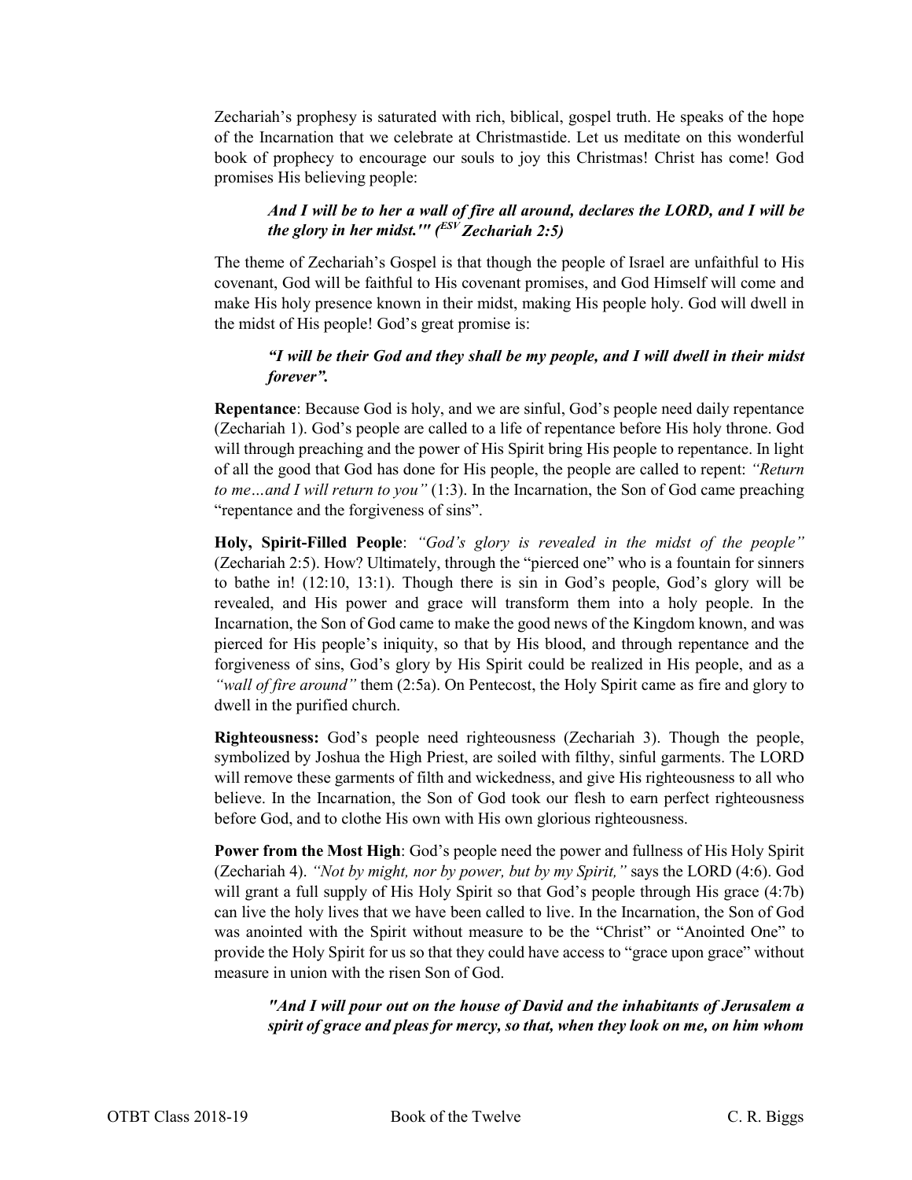Zechariah's prophesy is saturated with rich, biblical, gospel truth. He speaks of the hope of the Incarnation that we celebrate at Christmastide. Let us meditate on this wonderful book of prophecy to encourage our souls to joy this Christmas! Christ has come! God promises His believing people:

> ***And I will be to her a wall of fire all around, declares the LORD, and I will be the glory in her midst.'" (ESV Zechariah 2:5)***

The theme of Zechariah's Gospel is that though the people of Israel are unfaithful to His covenant, God will be faithful to His covenant promises, and God Himself will come and make His holy presence known in their midst, making His people holy. God will dwell in the midst of His people! God's great promise is:

> ***"I will be their God and they shall be my people, and I will dwell in their midst forever".***

**Repentance**: Because God is holy, and we are sinful, God's people need daily repentance (Zechariah 1). God's people are called to a life of repentance before His holy throne. God will through preaching and the power of His Spirit bring His people to repentance. In light of all the good that God has done for His people, the people are called to repent: *"Return to me…and I will return to you"* (1:3). In the Incarnation, the Son of God came preaching "repentance and the forgiveness of sins".

**Holy, Spirit-Filled People**: *"God's glory is revealed in the midst of the people"* (Zechariah 2:5). How? Ultimately, through the "pierced one" who is a fountain for sinners to bathe in! (12:10, 13:1). Though there is sin in God's people, God's glory will be revealed, and His power and grace will transform them into a holy people. In the Incarnation, the Son of God came to make the good news of the Kingdom known, and was pierced for His people's iniquity, so that by His blood, and through repentance and the forgiveness of sins, God's glory by His Spirit could be realized in His people, and as a *"wall of fire around"* them (2:5a). On Pentecost, the Holy Spirit came as fire and glory to dwell in the purified church.

**Righteousness:** God's people need righteousness (Zechariah 3). Though the people, symbolized by Joshua the High Priest, are soiled with filthy, sinful garments. The LORD will remove these garments of filth and wickedness, and give His righteousness to all who believe. In the Incarnation, the Son of God took our flesh to earn perfect righteousness before God, and to clothe His own with His own glorious righteousness.

**Power from the Most High**: God's people need the power and fullness of His Holy Spirit (Zechariah 4). *"Not by might, nor by power, but by my Spirit,"* says the LORD (4:6). God will grant a full supply of His Holy Spirit so that God's people through His grace (4:7b) can live the holy lives that we have been called to live. In the Incarnation, the Son of God was anointed with the Spirit without measure to be the "Christ" or "Anointed One" to provide the Holy Spirit for us so that they could have access to "grace upon grace" without measure in union with the risen Son of God.

> ***"And I will pour out on the house of David and the inhabitants of Jerusalem a spirit of grace and pleas for mercy, so that, when they look on me, on him whom***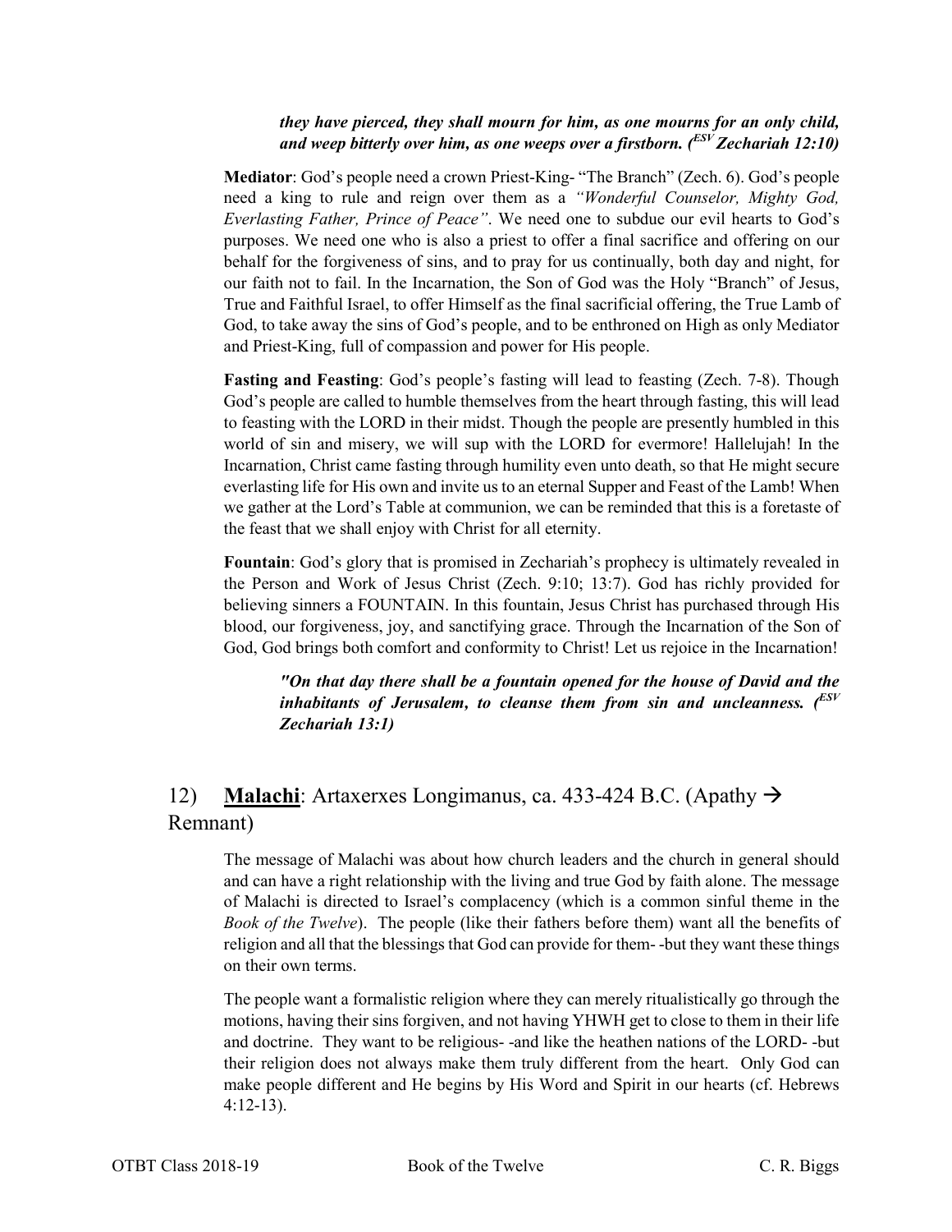*they have pierced, they shall mourn for him, as one mourns for an only child, and weep bitterly over him, as one weeps over a firstborn. (ESV Zechariah 12:10)*

**Mediator**: God's people need a crown Priest-King- "The Branch" (Zech. 6). God's people need a king to rule and reign over them as a *"Wonderful Counselor, Mighty God, Everlasting Father, Prince of Peace"*. We need one to subdue our evil hearts to God's purposes. We need one who is also a priest to offer a final sacrifice and offering on our behalf for the forgiveness of sins, and to pray for us continually, both day and night, for our faith not to fail. In the Incarnation, the Son of God was the Holy "Branch" of Jesus, True and Faithful Israel, to offer Himself as the final sacrificial offering, the True Lamb of God, to take away the sins of God's people, and to be enthroned on High as only Mediator and Priest-King, full of compassion and power for His people.

**Fasting and Feasting**: God's people's fasting will lead to feasting (Zech. 7-8). Though God's people are called to humble themselves from the heart through fasting, this will lead to feasting with the LORD in their midst. Though the people are presently humbled in this world of sin and misery, we will sup with the LORD for evermore! Hallelujah! In the Incarnation, Christ came fasting through humility even unto death, so that He might secure everlasting life for His own and invite us to an eternal Supper and Feast of the Lamb! When we gather at the Lord's Table at communion, we can be reminded that this is a foretaste of the feast that we shall enjoy with Christ for all eternity.

**Fountain**: God's glory that is promised in Zechariah's prophecy is ultimately revealed in the Person and Work of Jesus Christ (Zech. 9:10; 13:7). God has richly provided for believing sinners a FOUNTAIN. In this fountain, Jesus Christ has purchased through His blood, our forgiveness, joy, and sanctifying grace. Through the Incarnation of the Son of God, God brings both comfort and conformity to Christ! Let us rejoice in the Incarnation!

*"On that day there shall be a fountain opened for the house of David and the inhabitants of Jerusalem, to cleanse them from sin and uncleanness. (ESV Zechariah 13:1)*

## 12) **Malachi**: Artaxerxes Longimanus, ca. 433-424 B.C. (Apathy → Remnant)

The message of Malachi was about how church leaders and the church in general should and can have a right relationship with the living and true God by faith alone. The message of Malachi is directed to Israel's complacency (which is a common sinful theme in the *Book of the Twelve*). The people (like their fathers before them) want all the benefits of religion and all that the blessings that God can provide for them- -but they want these things on their own terms.

The people want a formalistic religion where they can merely ritualistically go through the motions, having their sins forgiven, and not having YHWH get to close to them in their life and doctrine. They want to be religious- -and like the heathen nations of the LORD- -but their religion does not always make them truly different from the heart. Only God can make people different and He begins by His Word and Spirit in our hearts (cf. Hebrews 4:12-13).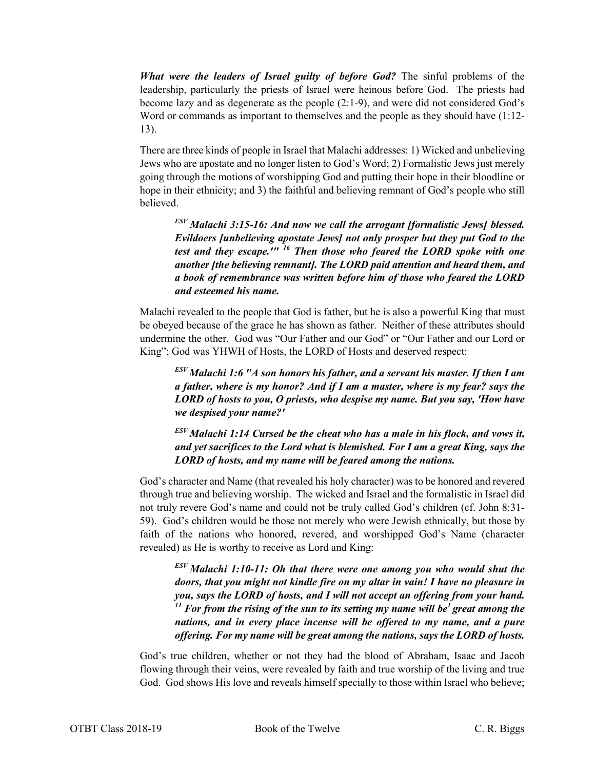***What were the leaders of Israel guilty of before God?*** The sinful problems of the leadership, particularly the priests of Israel were heinous before God. The priests had become lazy and as degenerate as the people (2:1-9), and were did not considered God's Word or commands as important to themselves and the people as they should have (1:12-13).

There are three kinds of people in Israel that Malachi addresses: 1) Wicked and unbelieving Jews who are apostate and no longer listen to God's Word; 2) Formalistic Jews just merely going through the motions of worshipping God and putting their hope in their bloodline or hope in their ethnicity; and 3) the faithful and believing remnant of God's people who still believed.

> ***ESV Malachi 3:15-16: And now we call the arrogant [formalistic Jews] blessed. Evildoers [unbelieving apostate Jews] not only prosper but they put God to the test and they escape.'" 16 Then those who feared the LORD spoke with one another [the believing remnant]. The LORD paid attention and heard them, and a book of remembrance was written before him of those who feared the LORD and esteemed his name.***

Malachi revealed to the people that God is father, but he is also a powerful King that must be obeyed because of the grace he has shown as father. Neither of these attributes should undermine the other. God was "Our Father and our God" or "Our Father and our Lord or King"; God was YHWH of Hosts, the LORD of Hosts and deserved respect:

> ***ESV Malachi 1:6 "A son honors his father, and a servant his master. If then I am a father, where is my honor? And if I am a master, where is my fear? says the LORD of hosts to you, O priests, who despise my name. But you say, 'How have we despised your name?'***

> ***ESV Malachi 1:14 Cursed be the cheat who has a male in his flock, and vows it, and yet sacrifices to the Lord what is blemished. For I am a great King, says the LORD of hosts, and my name will be feared among the nations.***

God's character and Name (that revealed his holy character) was to be honored and revered through true and believing worship. The wicked and Israel and the formalistic in Israel did not truly revere God's name and could not be truly called God's children (cf. John 8:31-59). God's children would be those not merely who were Jewish ethnically, but those by faith of the nations who honored, revered, and worshipped God's Name (character revealed) as He is worthy to receive as Lord and King:

> ***ESV Malachi 1:10-11: Oh that there were one among you who would shut the doors, that you might not kindle fire on my altar in vain! I have no pleasure in you, says the LORD of hosts, and I will not accept an offering from your hand. 11 For from the rising of the sun to its setting my name will be[1] great among the nations, and in every place incense will be offered to my name, and a pure offering. For my name will be great among the nations, says the LORD of hosts.***

God's true children, whether or not they had the blood of Abraham, Isaac and Jacob flowing through their veins, were revealed by faith and true worship of the living and true God. God shows His love and reveals himself specially to those within Israel who believe;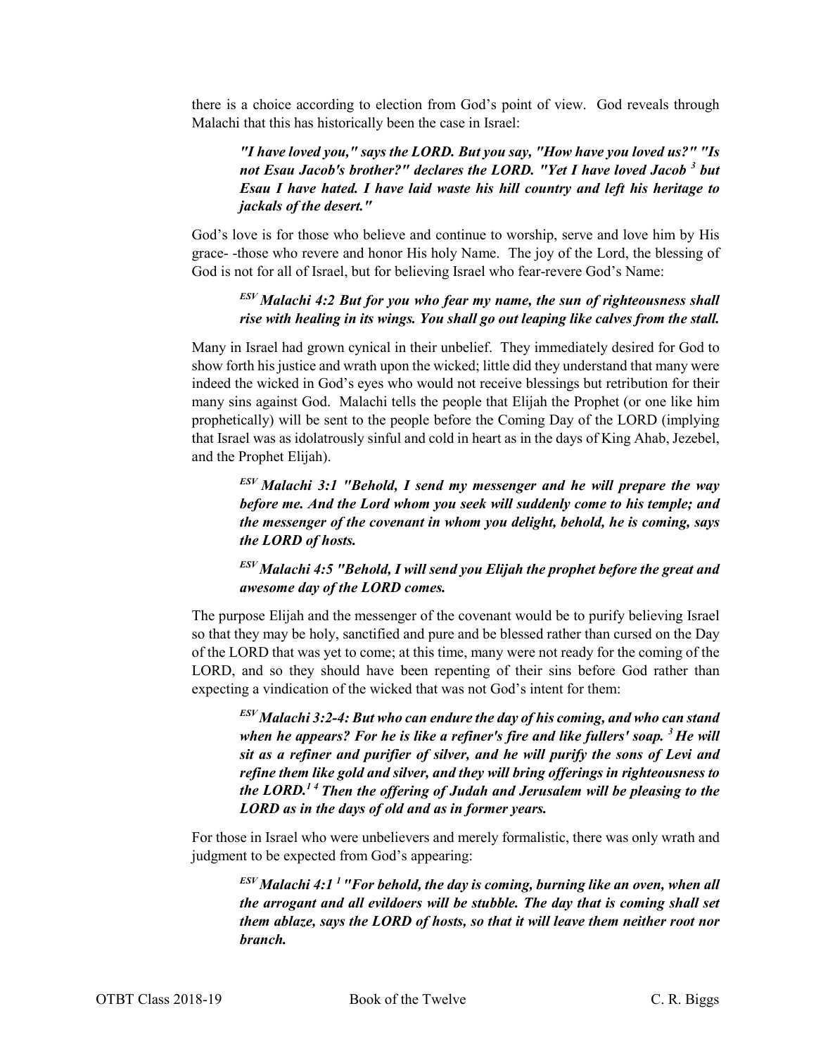there is a choice according to election from God's point of view. God reveals through Malachi that this has historically been the case in Israel:

> ***"I have loved you," says the LORD. But you say, "How have you loved us?" "Is not Esau Jacob's brother?" declares the LORD. "Yet I have loved Jacob [3] but Esau I have hated. I have laid waste his hill country and left his heritage to jackals of the desert."***

God's love is for those who believe and continue to worship, serve and love him by His grace- -those who revere and honor His holy Name. The joy of the Lord, the blessing of God is not for all of Israel, but for believing Israel who fear-revere God's Name:

> ***[ESV] Malachi 4:2 But for you who fear my name, the sun of righteousness shall rise with healing in its wings. You shall go out leaping like calves from the stall.***

Many in Israel had grown cynical in their unbelief. They immediately desired for God to show forth his justice and wrath upon the wicked; little did they understand that many were indeed the wicked in God's eyes who would not receive blessings but retribution for their many sins against God. Malachi tells the people that Elijah the Prophet (or one like him prophetically) will be sent to the people before the Coming Day of the LORD (implying that Israel was as idolatrously sinful and cold in heart as in the days of King Ahab, Jezebel, and the Prophet Elijah).

> ***[ESV] Malachi 3:1 "Behold, I send my messenger and he will prepare the way before me. And the Lord whom you seek will suddenly come to his temple; and the messenger of the covenant in whom you delight, behold, he is coming, says the LORD of hosts.***
>
> ***[ESV] Malachi 4:5 "Behold, I will send you Elijah the prophet before the great and awesome day of the LORD comes.***

The purpose Elijah and the messenger of the covenant would be to purify believing Israel so that they may be holy, sanctified and pure and be blessed rather than cursed on the Day of the LORD that was yet to come; at this time, many were not ready for the coming of the LORD, and so they should have been repenting of their sins before God rather than expecting a vindication of the wicked that was not God's intent for them:

> ***[ESV] Malachi 3:2-4: But who can endure the day of his coming, and who can stand when he appears? For he is like a refiner's fire and like fullers' soap. [3] He will sit as a refiner and purifier of silver, and he will purify the sons of Levi and refine them like gold and silver, and they will bring offerings in righteousness to the LORD.[1] [4] Then the offering of Judah and Jerusalem will be pleasing to the LORD as in the days of old and as in former years.***

For those in Israel who were unbelievers and merely formalistic, there was only wrath and judgment to be expected from God's appearing:

> ***[ESV] Malachi 4:1 [1] "For behold, the day is coming, burning like an oven, when all the arrogant and all evildoers will be stubble. The day that is coming shall set them ablaze, says the LORD of hosts, so that it will leave them neither root nor branch.***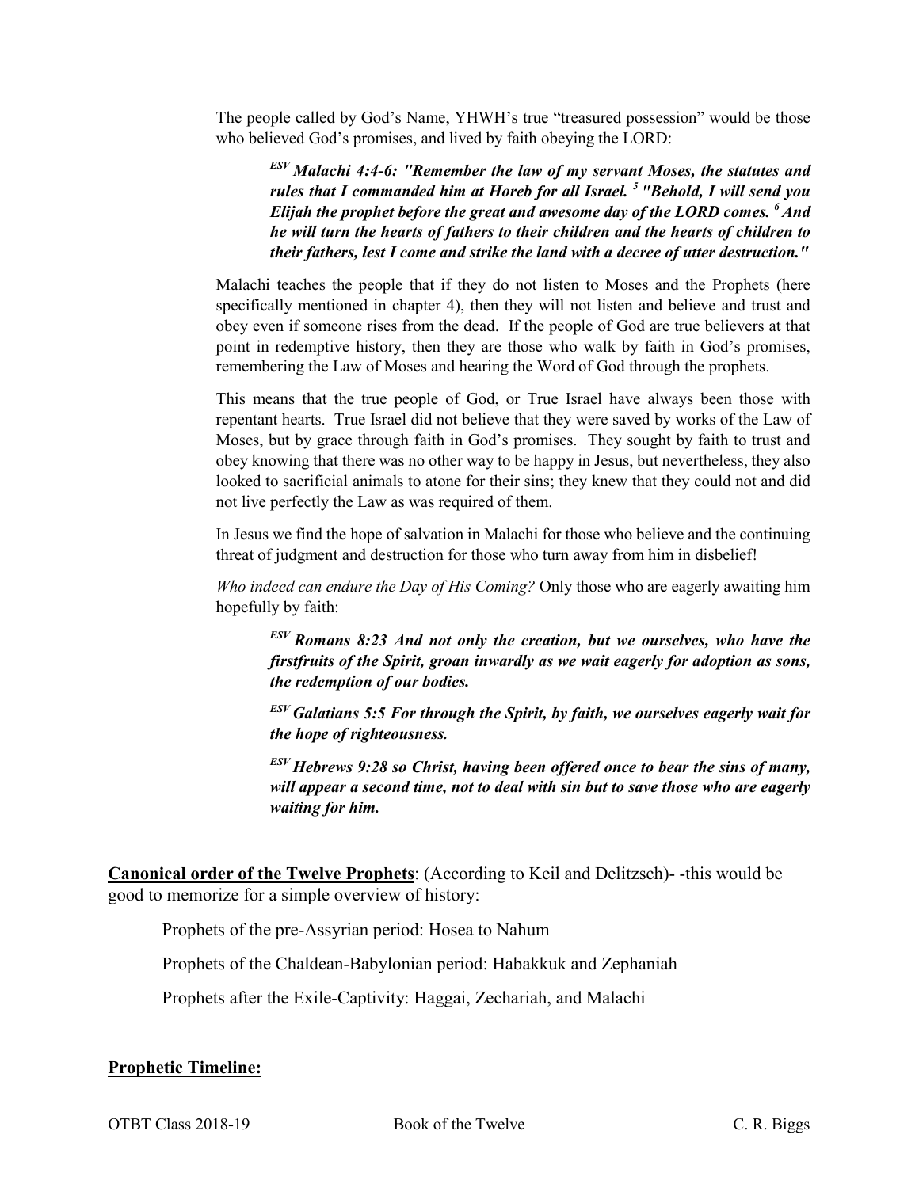The people called by God's Name, YHWH's true "treasured possession" would be those who believed God's promises, and lived by faith obeying the LORD:

> ***ESV Malachi 4:4-6: "Remember the law of my servant Moses, the statutes and rules that I commanded him at Horeb for all Israel. 5 "Behold, I will send you Elijah the prophet before the great and awesome day of the LORD comes. 6 And he will turn the hearts of fathers to their children and the hearts of children to their fathers, lest I come and strike the land with a decree of utter destruction."***

Malachi teaches the people that if they do not listen to Moses and the Prophets (here specifically mentioned in chapter 4), then they will not listen and believe and trust and obey even if someone rises from the dead. If the people of God are true believers at that point in redemptive history, then they are those who walk by faith in God's promises, remembering the Law of Moses and hearing the Word of God through the prophets.

This means that the true people of God, or True Israel have always been those with repentant hearts. True Israel did not believe that they were saved by works of the Law of Moses, but by grace through faith in God's promises. They sought by faith to trust and obey knowing that there was no other way to be happy in Jesus, but nevertheless, they also looked to sacrificial animals to atone for their sins; they knew that they could not and did not live perfectly the Law as was required of them.

In Jesus we find the hope of salvation in Malachi for those who believe and the continuing threat of judgment and destruction for those who turn away from him in disbelief!

*Who indeed can endure the Day of His Coming?* Only those who are eagerly awaiting him hopefully by faith:

> ***ESV Romans 8:23 And not only the creation, but we ourselves, who have the firstfruits of the Spirit, groan inwardly as we wait eagerly for adoption as sons, the redemption of our bodies.***
>
> ***ESV Galatians 5:5 For through the Spirit, by faith, we ourselves eagerly wait for the hope of righteousness.***
>
> ***ESV Hebrews 9:28 so Christ, having been offered once to bear the sins of many, will appear a second time, not to deal with sin but to save those who are eagerly waiting for him.***

**Canonical order of the Twelve Prophets**: (According to Keil and Delitzsch)- -this would be good to memorize for a simple overview of history:

Prophets of the pre-Assyrian period: Hosea to Nahum

Prophets of the Chaldean-Babylonian period: Habakkuk and Zephaniah

Prophets after the Exile-Captivity: Haggai, Zechariah, and Malachi

**Prophetic Timeline:**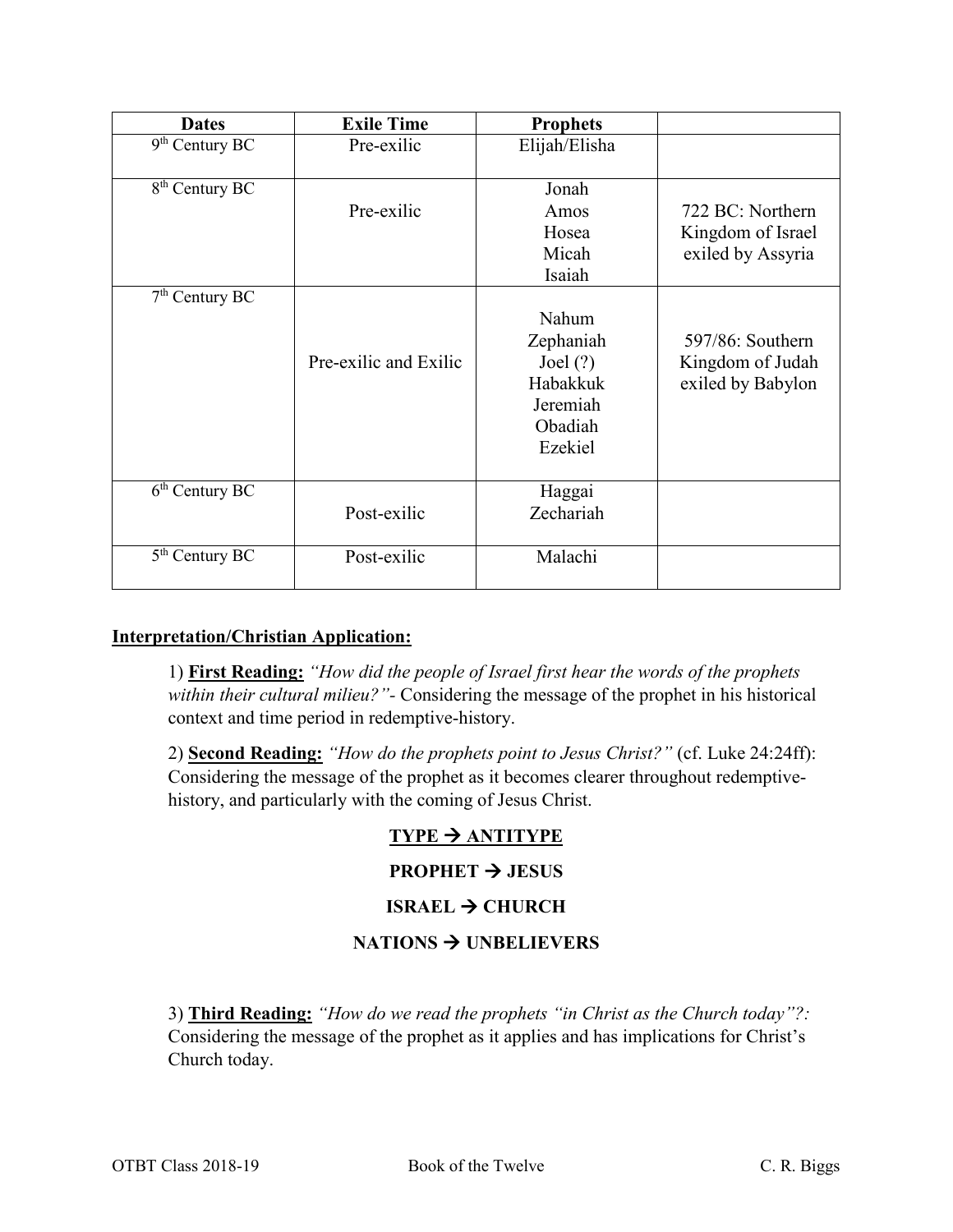| Dates | Exile Time | Prophets | |
|---|---|---|---|
| 9th Century BC | Pre-exilic | Elijah/Elisha | |
| 8th Century BC | Pre-exilic | Jonah<br>Amos<br>Hosea<br>Micah<br>Isaiah | 722 BC: Northern Kingdom of Israel exiled by Assyria |
| 7th Century BC | Pre-exilic and Exilic | Nahum<br>Zephaniah<br>Joel (?)<br>Habakkuk<br>Jeremiah<br>Obadiah<br>Ezekiel | 597/86: Southern Kingdom of Judah exiled by Babylon |
| 6th Century BC | Post-exilic | Haggai<br>Zechariah | |
| 5th Century BC | Post-exilic | Malachi | |

**Interpretation/Christian Application:**

1) **First Reading:** *"How did the people of Israel first hear the words of the prophets within their cultural milieu?"-* Considering the message of the prophet in his historical context and time period in redemptive-history.

2) **Second Reading:** *"How do the prophets point to Jesus Christ?"* (cf. Luke 24:24ff): Considering the message of the prophet as it becomes clearer throughout redemptive-history, and particularly with the coming of Jesus Christ.

**TYPE → ANTITYPE**

**PROPHET → JESUS**

**ISRAEL → CHURCH**

**NATIONS → UNBELIEVERS**

3) **Third Reading:** *"How do we read the prophets "in Christ as the Church today"?:* Considering the message of the prophet as it applies and has implications for Christ's Church today.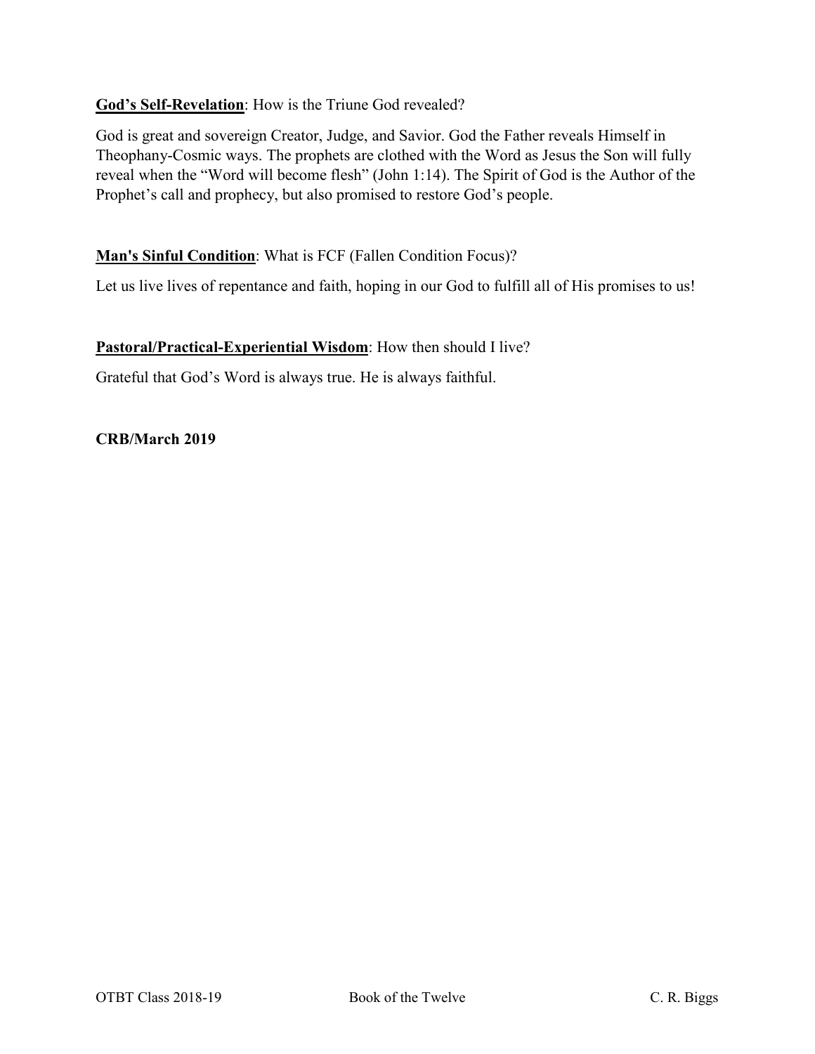**<u>God's Self-Revelation</u>**: How is the Triune God revealed?

God is great and sovereign Creator, Judge, and Savior. God the Father reveals Himself in Theophany-Cosmic ways. The prophets are clothed with the Word as Jesus the Son will fully reveal when the "Word will become flesh" (John 1:14). The Spirit of God is the Author of the Prophet's call and prophecy, but also promised to restore God's people.

**<u>Man's Sinful Condition</u>**: What is FCF (Fallen Condition Focus)?

Let us live lives of repentance and faith, hoping in our God to fulfill all of His promises to us!

**<u>Pastoral/Practical-Experiential Wisdom</u>**: How then should I live?

Grateful that God's Word is always true. He is always faithful.

**CRB/March 2019**